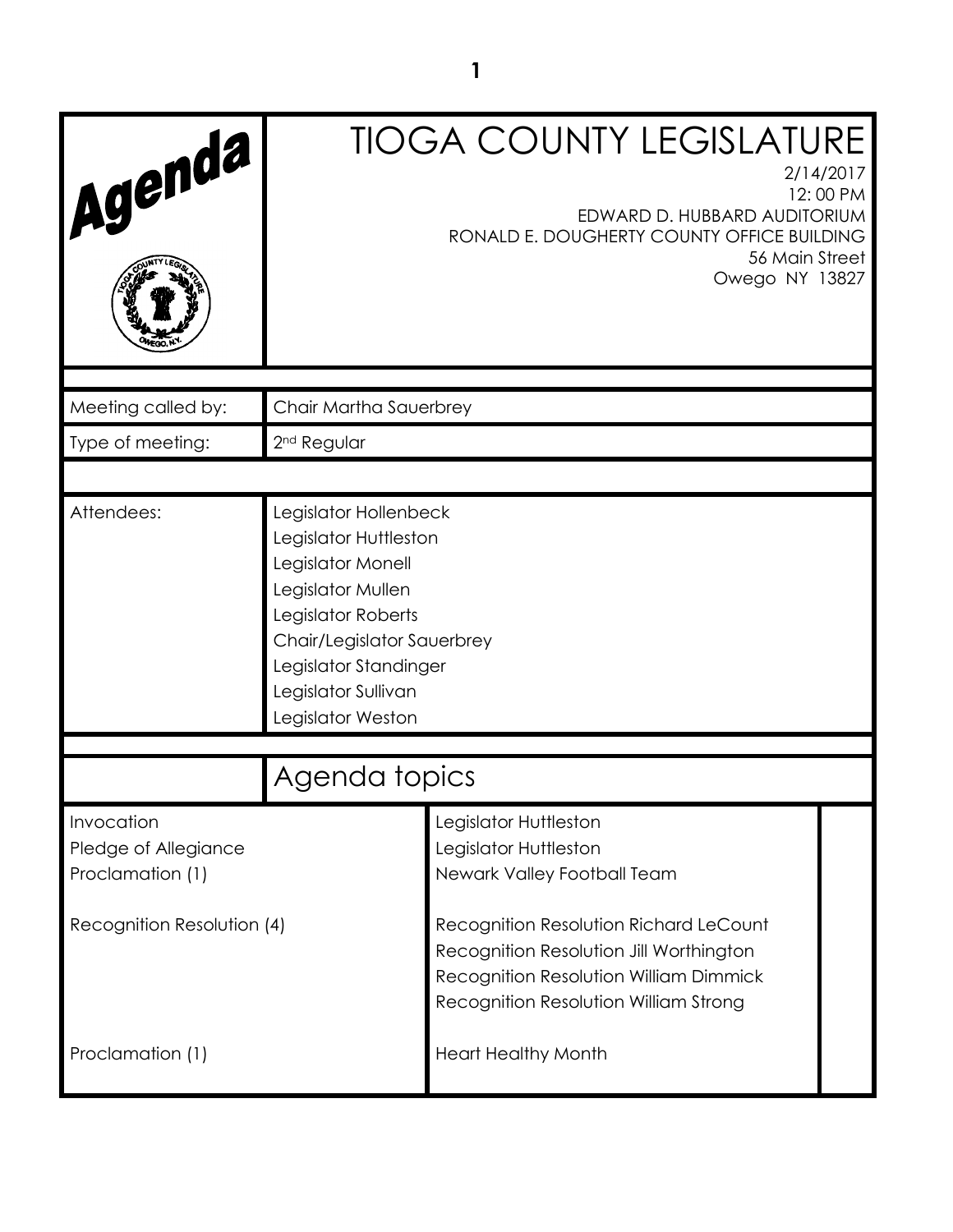# Agenda

# TIOGA COUNTY LEGISLATURE

2/14/2017
12: 00 PM
EDWARD D. HUBBARD AUDITORIUM
RONALD E. DOUGHERTY COUNTY OFFICE BUILDING
56 Main Street
Owego NY 13827

| | |
|---|---|
| Meeting called by: | Chair Martha Sauerbrey |
| Type of meeting: | 2nd Regular |
| Attendees: | Legislator Hollenbeck<br>Legislator Huttleston<br>Legislator Monell<br>Legislator Mullen<br>Legislator Roberts<br>Chair/Legislator Sauerbrey<br>Legislator Standinger<br>Legislator Sullivan<br>Legislator Weston |

## Agenda topics

| | |
|---|---|
| Invocation | Legislator Huttleston |
| Pledge of Allegiance | Legislator Huttleston |
| Proclamation (1) | Newark Valley Football Team |
| Recognition Resolution (4) | Recognition Resolution Richard LeCount<br>Recognition Resolution Jill Worthington<br>Recognition Resolution William Dimmick<br>Recognition Resolution William Strong |
| Proclamation (1) | Heart Healthy Month |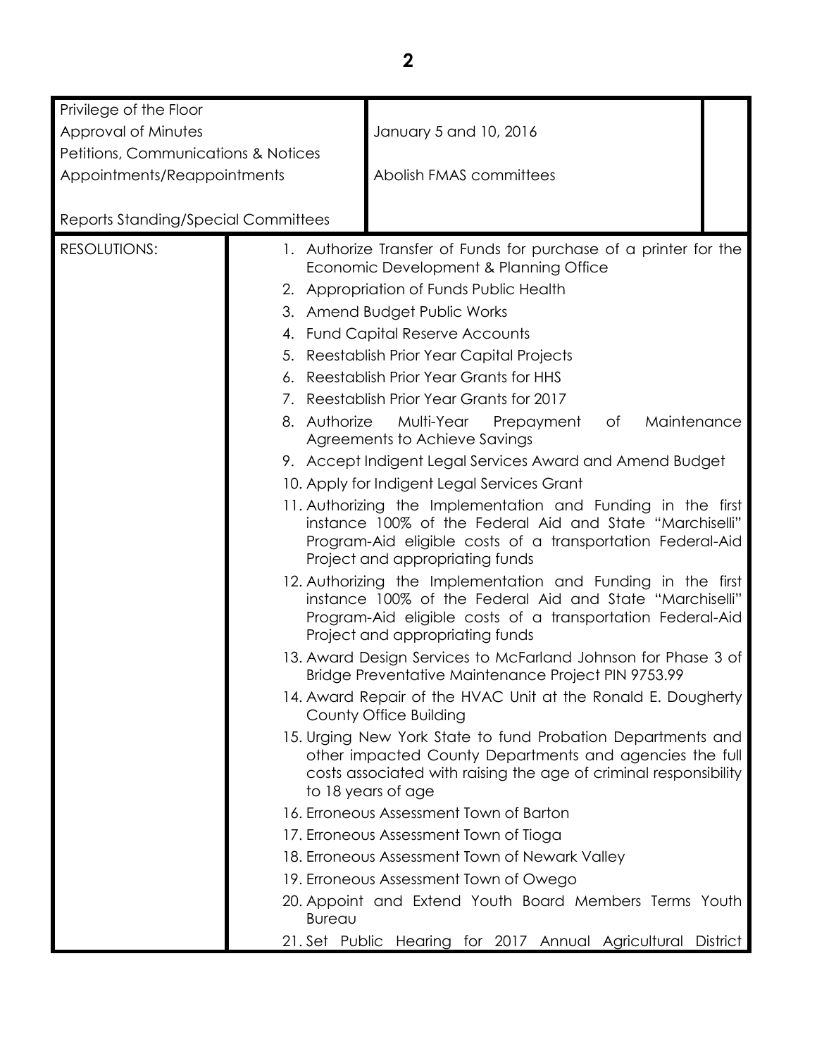| | | |
|---|---|---|
| Privilege of the Floor<br>Approval of Minutes<br>Petitions, Communications & Notices<br>Appointments/Reappointments<br><br>Reports Standing/Special Committees | January 5 and 10, 2016<br><br>Abolish FMAS committees | |

**RESOLUTIONS:**

1. Authorize Transfer of Funds for purchase of a printer for the Economic Development & Planning Office
2. Appropriation of Funds Public Health
3. Amend Budget Public Works
4. Fund Capital Reserve Accounts
5. Reestablish Prior Year Capital Projects
6. Reestablish Prior Year Grants for HHS
7. Reestablish Prior Year Grants for 2017
8. Authorize Multi-Year Prepayment of Maintenance Agreements to Achieve Savings
9. Accept Indigent Legal Services Award and Amend Budget
10. Apply for Indigent Legal Services Grant
11. Authorizing the Implementation and Funding in the first instance 100% of the Federal Aid and State "Marchiselli" Program-Aid eligible costs of a transportation Federal-Aid Project and appropriating funds
12. Authorizing the Implementation and Funding in the first instance 100% of the Federal Aid and State "Marchiselli" Program-Aid eligible costs of a transportation Federal-Aid Project and appropriating funds
13. Award Design Services to McFarland Johnson for Phase 3 of Bridge Preventative Maintenance Project PIN 9753.99
14. Award Repair of the HVAC Unit at the Ronald E. Dougherty County Office Building
15. Urging New York State to fund Probation Departments and other impacted County Departments and agencies the full costs associated with raising the age of criminal responsibility to 18 years of age
16. Erroneous Assessment Town of Barton
17. Erroneous Assessment Town of Tioga
18. Erroneous Assessment Town of Newark Valley
19. Erroneous Assessment Town of Owego
20. Appoint and Extend Youth Board Members Terms Youth Bureau
21. Set Public Hearing for 2017 Annual Agricultural District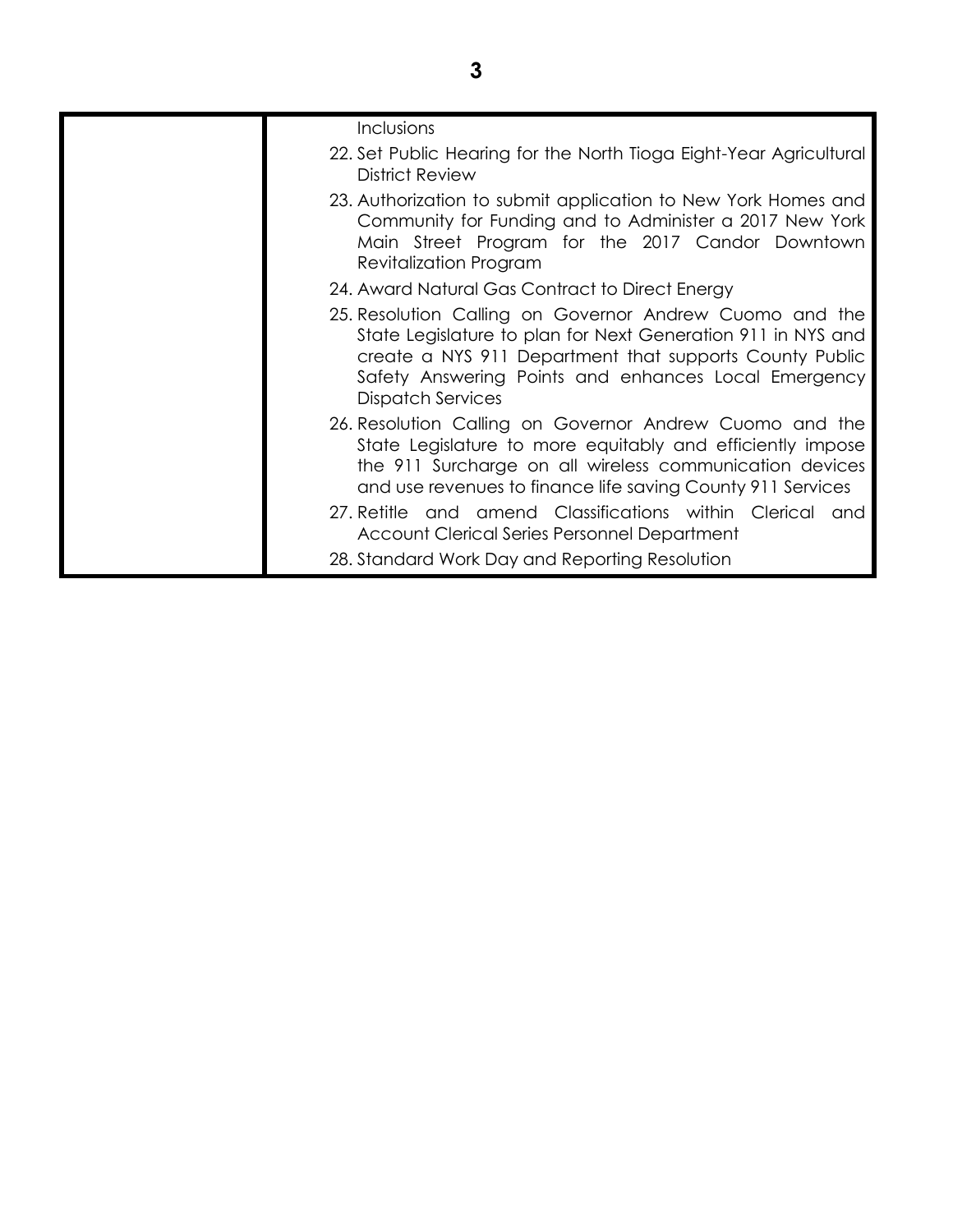| | |
|---|---|
| | Inclusions<br>22. Set Public Hearing for the North Tioga Eight-Year Agricultural District Review<br>23. Authorization to submit application to New York Homes and Community for Funding and to Administer a 2017 New York Main Street Program for the 2017 Candor Downtown Revitalization Program<br>24. Award Natural Gas Contract to Direct Energy<br>25. Resolution Calling on Governor Andrew Cuomo and the State Legislature to plan for Next Generation 911 in NYS and create a NYS 911 Department that supports County Public Safety Answering Points and enhances Local Emergency Dispatch Services<br>26. Resolution Calling on Governor Andrew Cuomo and the State Legislature to more equitably and efficiently impose the 911 Surcharge on all wireless communication devices and use revenues to finance life saving County 911 Services<br>27. Retitle and amend Classifications within Clerical and Account Clerical Series Personnel Department<br>28. Standard Work Day and Reporting Resolution |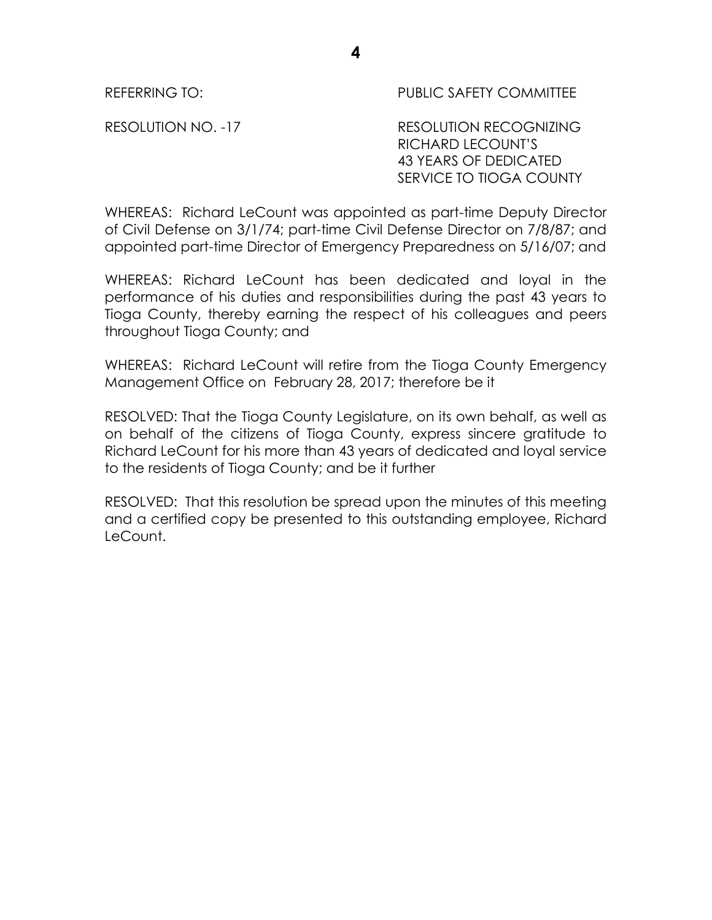REFERRING TO: PUBLIC SAFETY COMMITTEE

RESOLUTION NO. -17 RESOLUTION RECOGNIZING RICHARD LECOUNT'S 43 YEARS OF DEDICATED SERVICE TO TIOGA COUNTY

WHEREAS: Richard LeCount was appointed as part-time Deputy Director of Civil Defense on 3/1/74; part-time Civil Defense Director on 7/8/87; and appointed part-time Director of Emergency Preparedness on 5/16/07; and

WHEREAS: Richard LeCount has been dedicated and loyal in the performance of his duties and responsibilities during the past 43 years to Tioga County, thereby earning the respect of his colleagues and peers throughout Tioga County; and

WHEREAS: Richard LeCount will retire from the Tioga County Emergency Management Office on February 28, 2017; therefore be it

RESOLVED: That the Tioga County Legislature, on its own behalf, as well as on behalf of the citizens of Tioga County, express sincere gratitude to Richard LeCount for his more than 43 years of dedicated and loyal service to the residents of Tioga County; and be it further

RESOLVED: That this resolution be spread upon the minutes of this meeting and a certified copy be presented to this outstanding employee, Richard LeCount.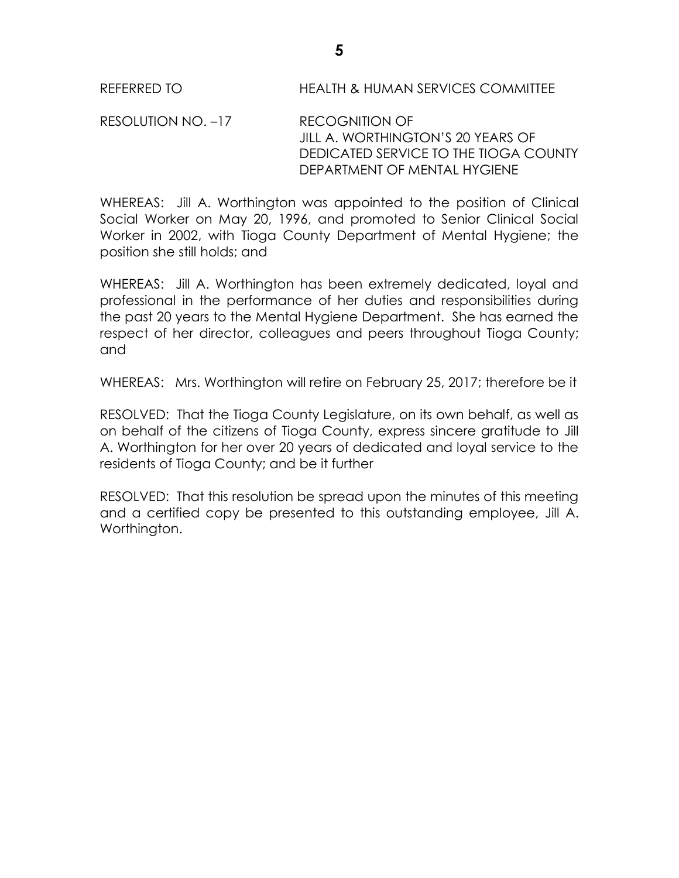REFERRED TO HEALTH & HUMAN SERVICES COMMITTEE

RESOLUTION NO. –17 RECOGNITION OF
JILL A. WORTHINGTON'S 20 YEARS OF
DEDICATED SERVICE TO THE TIOGA COUNTY
DEPARTMENT OF MENTAL HYGIENE

WHEREAS: Jill A. Worthington was appointed to the position of Clinical Social Worker on May 20, 1996, and promoted to Senior Clinical Social Worker in 2002, with Tioga County Department of Mental Hygiene; the position she still holds; and

WHEREAS: Jill A. Worthington has been extremely dedicated, loyal and professional in the performance of her duties and responsibilities during the past 20 years to the Mental Hygiene Department. She has earned the respect of her director, colleagues and peers throughout Tioga County; and

WHEREAS: Mrs. Worthington will retire on February 25, 2017; therefore be it

RESOLVED: That the Tioga County Legislature, on its own behalf, as well as on behalf of the citizens of Tioga County, express sincere gratitude to Jill A. Worthington for her over 20 years of dedicated and loyal service to the residents of Tioga County; and be it further

RESOLVED: That this resolution be spread upon the minutes of this meeting and a certified copy be presented to this outstanding employee, Jill A. Worthington.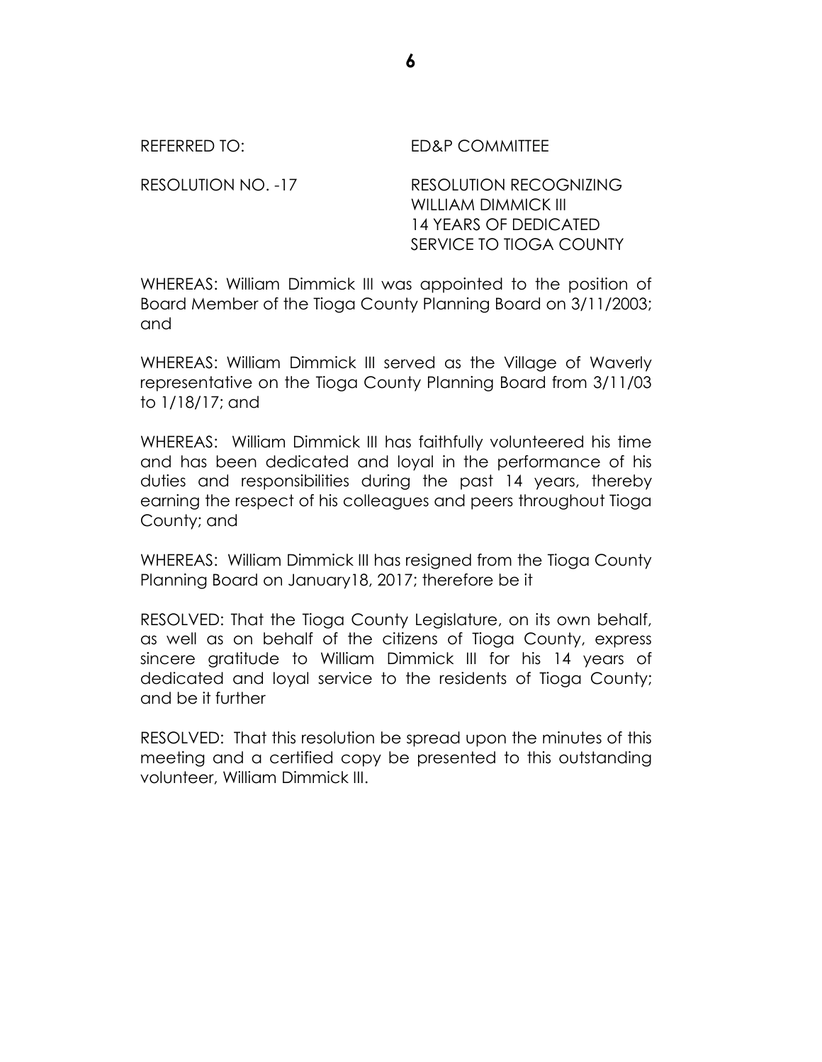REFERRED TO: ED&P COMMITTEE

RESOLUTION NO. -17 RESOLUTION RECOGNIZING WILLIAM DIMMICK III 14 YEARS OF DEDICATED SERVICE TO TIOGA COUNTY

WHEREAS: William Dimmick III was appointed to the position of Board Member of the Tioga County Planning Board on 3/11/2003; and

WHEREAS: William Dimmick III served as the Village of Waverly representative on the Tioga County Planning Board from 3/11/03 to 1/18/17; and

WHEREAS: William Dimmick III has faithfully volunteered his time and has been dedicated and loyal in the performance of his duties and responsibilities during the past 14 years, thereby earning the respect of his colleagues and peers throughout Tioga County; and

WHEREAS: William Dimmick III has resigned from the Tioga County Planning Board on January18, 2017; therefore be it

RESOLVED: That the Tioga County Legislature, on its own behalf, as well as on behalf of the citizens of Tioga County, express sincere gratitude to William Dimmick III for his 14 years of dedicated and loyal service to the residents of Tioga County; and be it further

RESOLVED: That this resolution be spread upon the minutes of this meeting and a certified copy be presented to this outstanding volunteer, William Dimmick III.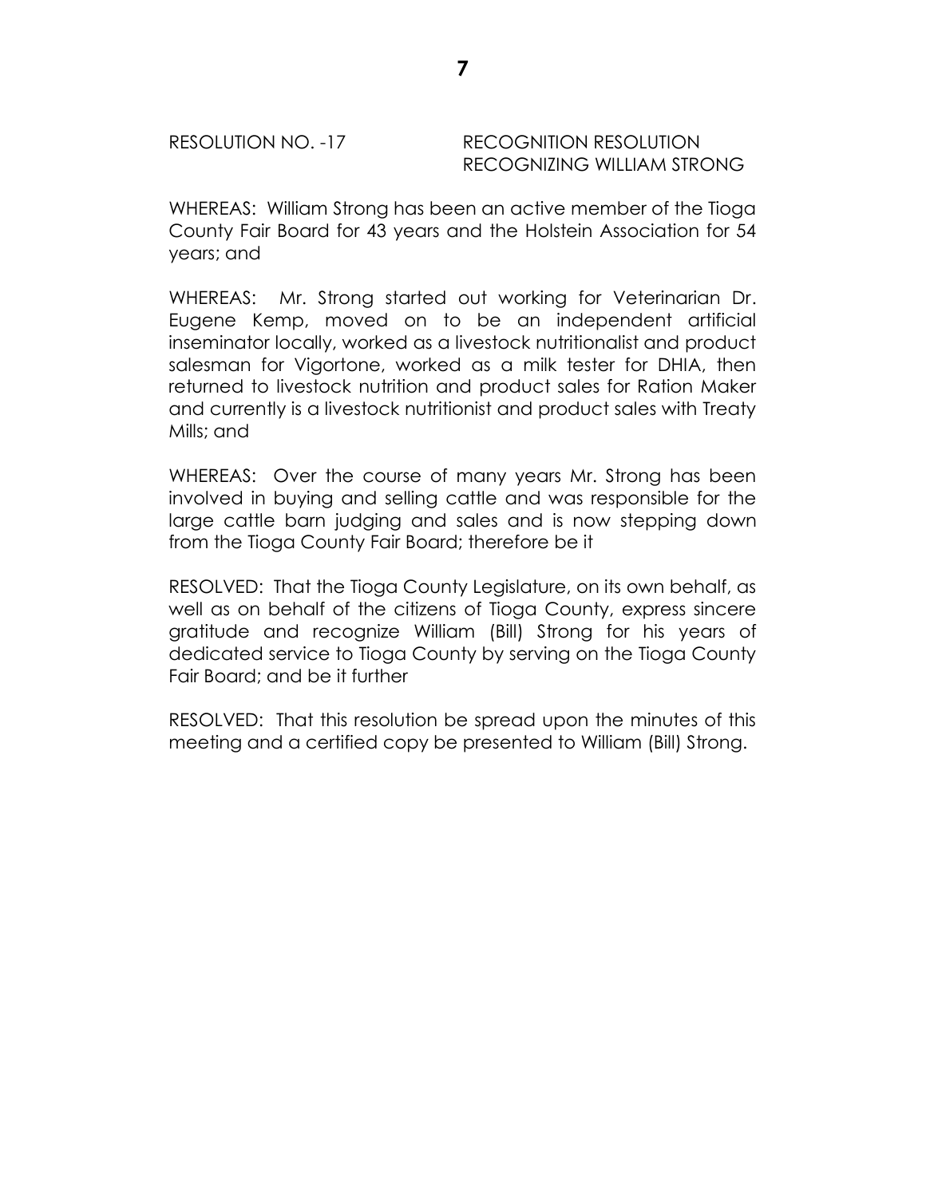RESOLUTION NO. -17 RECOGNITION RESOLUTION
RECOGNIZING WILLIAM STRONG

WHEREAS: William Strong has been an active member of the Tioga County Fair Board for 43 years and the Holstein Association for 54 years; and

WHEREAS: Mr. Strong started out working for Veterinarian Dr. Eugene Kemp, moved on to be an independent artificial inseminator locally, worked as a livestock nutritionalist and product salesman for Vigortone, worked as a milk tester for DHIA, then returned to livestock nutrition and product sales for Ration Maker and currently is a livestock nutritionist and product sales with Treaty Mills; and

WHEREAS: Over the course of many years Mr. Strong has been involved in buying and selling cattle and was responsible for the large cattle barn judging and sales and is now stepping down from the Tioga County Fair Board; therefore be it

RESOLVED: That the Tioga County Legislature, on its own behalf, as well as on behalf of the citizens of Tioga County, express sincere gratitude and recognize William (Bill) Strong for his years of dedicated service to Tioga County by serving on the Tioga County Fair Board; and be it further

RESOLVED: That this resolution be spread upon the minutes of this meeting and a certified copy be presented to William (Bill) Strong.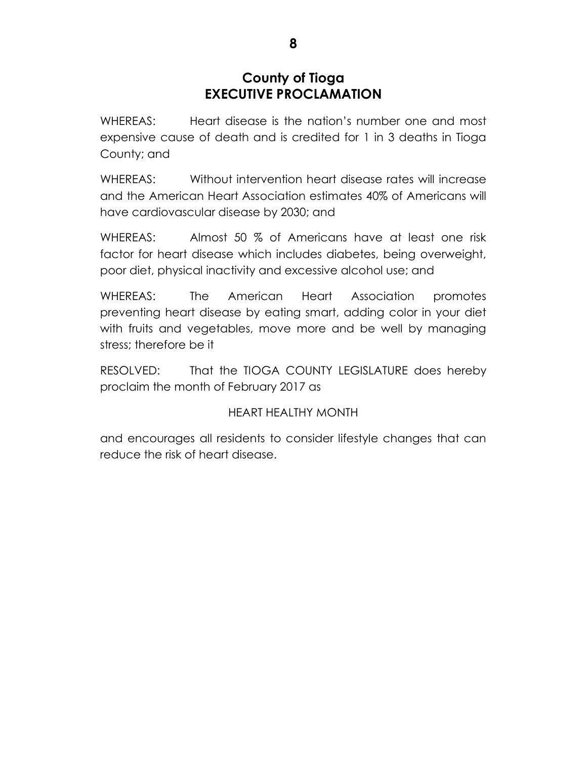# County of Tioga
# EXECUTIVE PROCLAMATION

WHEREAS: Heart disease is the nation's number one and most expensive cause of death and is credited for 1 in 3 deaths in Tioga County; and

WHEREAS: Without intervention heart disease rates will increase and the American Heart Association estimates 40% of Americans will have cardiovascular disease by 2030; and

WHEREAS: Almost 50 % of Americans have at least one risk factor for heart disease which includes diabetes, being overweight, poor diet, physical inactivity and excessive alcohol use; and

WHEREAS: The American Heart Association promotes preventing heart disease by eating smart, adding color in your diet with fruits and vegetables, move more and be well by managing stress; therefore be it

RESOLVED: That the TIOGA COUNTY LEGISLATURE does hereby proclaim the month of February 2017 as

HEART HEALTHY MONTH

and encourages all residents to consider lifestyle changes that can reduce the risk of heart disease.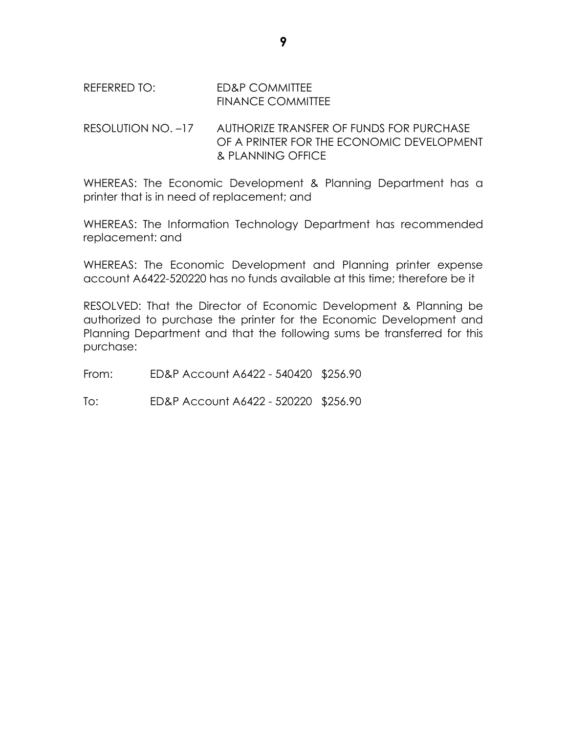REFERRED TO: ED&P COMMITTEE
FINANCE COMMITTEE

RESOLUTION NO. –17 AUTHORIZE TRANSFER OF FUNDS FOR PURCHASE OF A PRINTER FOR THE ECONOMIC DEVELOPMENT & PLANNING OFFICE

WHEREAS: The Economic Development & Planning Department has a printer that is in need of replacement; and

WHEREAS: The Information Technology Department has recommended replacement: and

WHEREAS: The Economic Development and Planning printer expense account A6422-520220 has no funds available at this time; therefore be it

RESOLVED: That the Director of Economic Development & Planning be authorized to purchase the printer for the Economic Development and Planning Department and that the following sums be transferred for this purchase:

From: ED&P Account A6422 - 540420 $256.90

To: ED&P Account A6422 - 520220 $256.90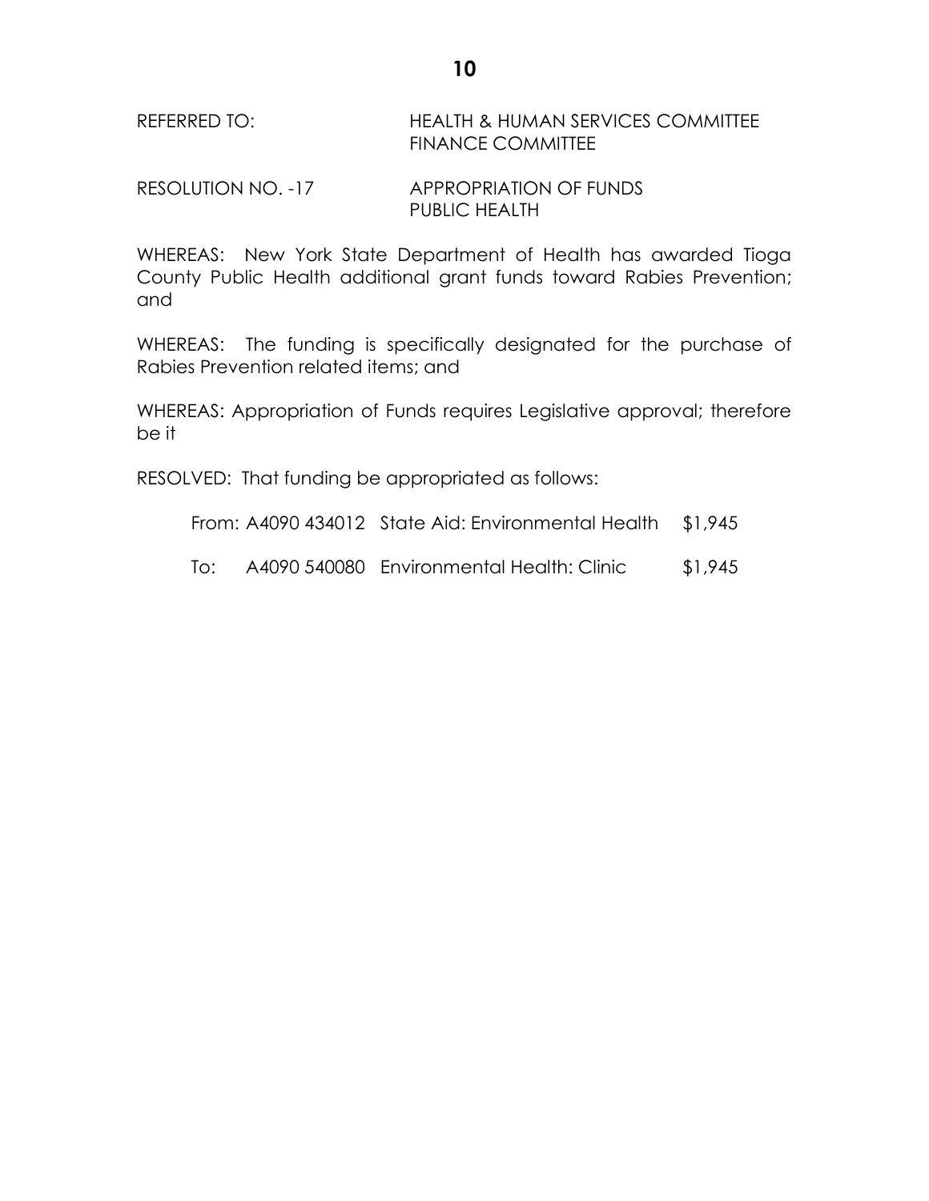REFERRED TO: HEALTH & HUMAN SERVICES COMMITTEE
FINANCE COMMITTEE

RESOLUTION NO. -17 APPROPRIATION OF FUNDS
PUBLIC HEALTH

WHEREAS: New York State Department of Health has awarded Tioga County Public Health additional grant funds toward Rabies Prevention; and

WHEREAS: The funding is specifically designated for the purchase of Rabies Prevention related items; and

WHEREAS: Appropriation of Funds requires Legislative approval; therefore be it

RESOLVED: That funding be appropriated as follows:

From: A4090 434012 State Aid: Environmental Health $1,945

To: A4090 540080 Environmental Health: Clinic $1,945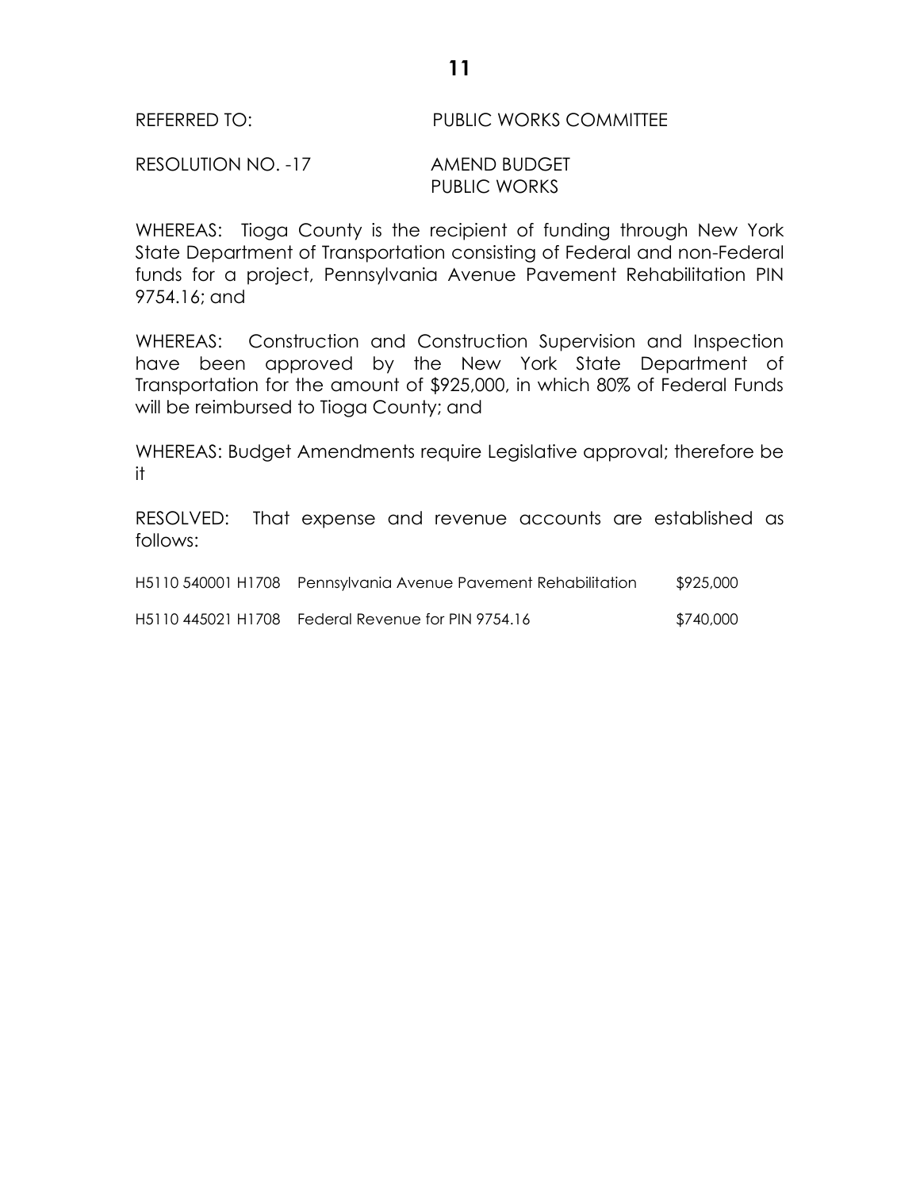REFERRED TO: PUBLIC WORKS COMMITTEE

RESOLUTION NO. -17 AMEND BUDGET
PUBLIC WORKS

WHEREAS: Tioga County is the recipient of funding through New York State Department of Transportation consisting of Federal and non-Federal funds for a project, Pennsylvania Avenue Pavement Rehabilitation PIN 9754.16; and

WHEREAS: Construction and Construction Supervision and Inspection have been approved by the New York State Department of Transportation for the amount of $925,000, in which 80% of Federal Funds will be reimbursed to Tioga County; and

WHEREAS: Budget Amendments require Legislative approval; therefore be it

RESOLVED: That expense and revenue accounts are established as follows:

| | | |
|---|---|---|
| H5110 540001 H1708 | Pennsylvania Avenue Pavement Rehabilitation | $925,000 |
| H5110 445021 H1708 | Federal Revenue for PIN 9754.16 | $740,000 |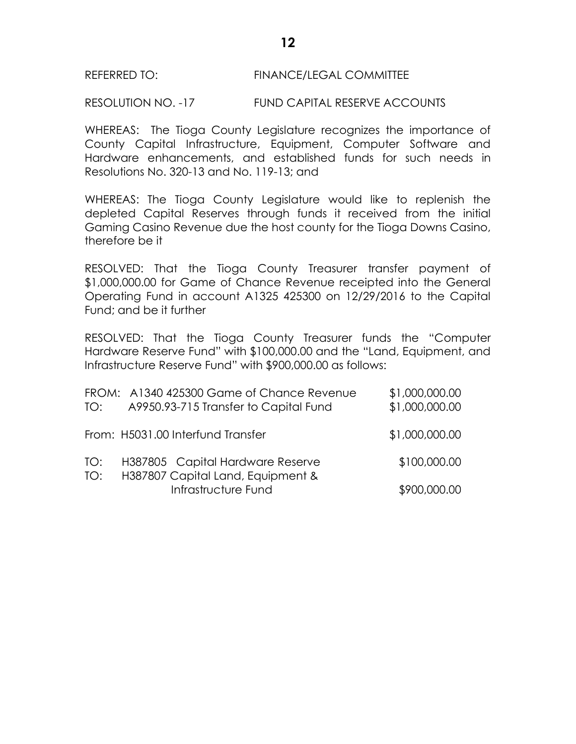REFERRED TO: FINANCE/LEGAL COMMITTEE

RESOLUTION NO. -17 FUND CAPITAL RESERVE ACCOUNTS

WHEREAS: The Tioga County Legislature recognizes the importance of County Capital Infrastructure, Equipment, Computer Software and Hardware enhancements, and established funds for such needs in Resolutions No. 320-13 and No. 119-13; and

WHEREAS: The Tioga County Legislature would like to replenish the depleted Capital Reserves through funds it received from the initial Gaming Casino Revenue due the host county for the Tioga Downs Casino, therefore be it

RESOLVED: That the Tioga County Treasurer transfer payment of $1,000,000.00 for Game of Chance Revenue receipted into the General Operating Fund in account A1325 425300 on 12/29/2016 to the Capital Fund; and be it further

RESOLVED: That the Tioga County Treasurer funds the "Computer Hardware Reserve Fund" with $100,000.00 and the "Land, Equipment, and Infrastructure Reserve Fund" with $900,000.00 as follows:

| | | |
|---|---|---|
| FROM: | A1340 425300 Game of Chance Revenue | $1,000,000.00 |
| TO: | A9950.93-715 Transfer to Capital Fund | $1,000,000.00 |
| From: | H5031.00 Interfund Transfer | $1,000,000.00 |
| TO: | H387805 Capital Hardware Reserve | $100,000.00 |
| TO: | H387807 Capital Land, Equipment & Infrastructure Fund | $900,000.00 |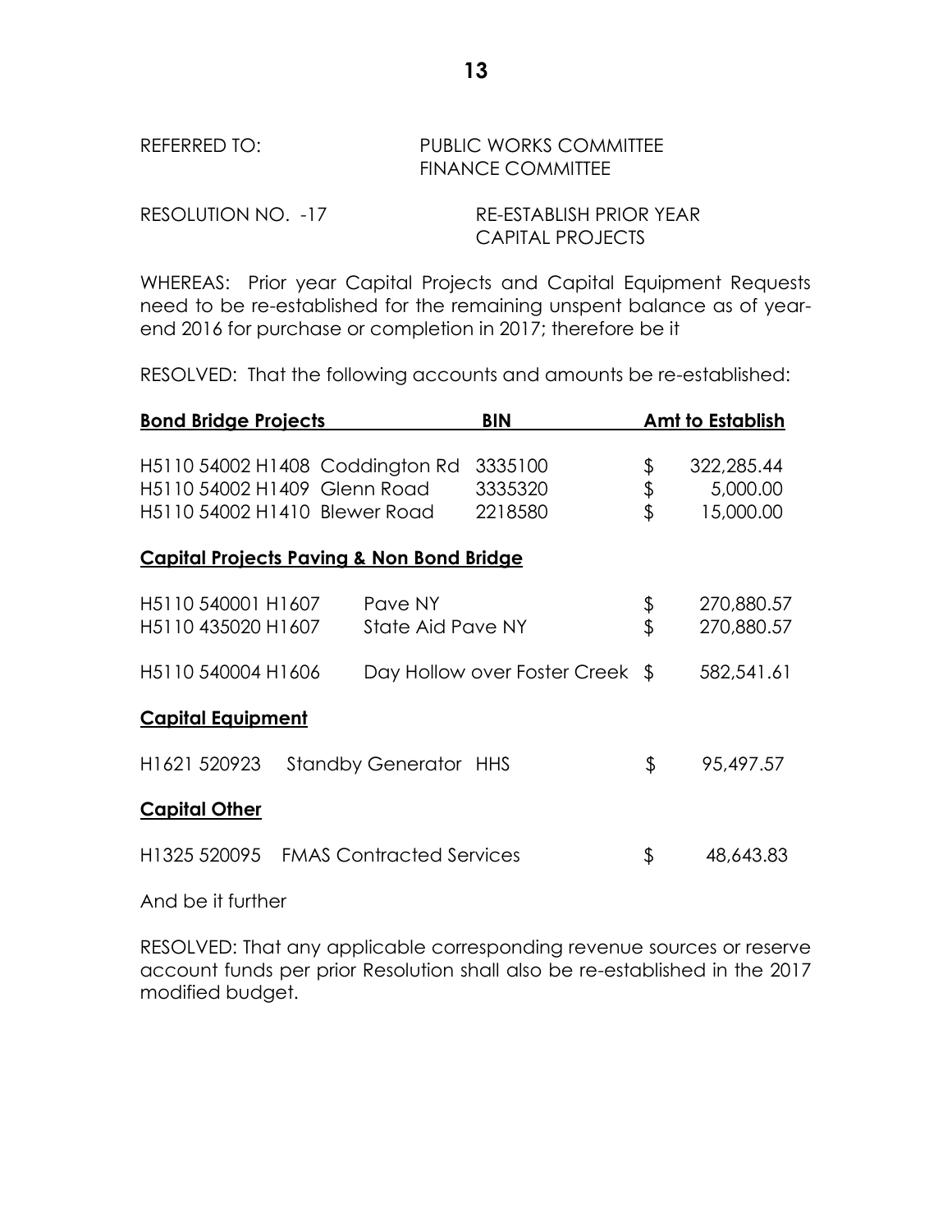REFERRED TO: PUBLIC WORKS COMMITTEE
FINANCE COMMITTEE

RESOLUTION NO. -17 RE-ESTABLISH PRIOR YEAR CAPITAL PROJECTS

WHEREAS: Prior year Capital Projects and Capital Equipment Requests need to be re-established for the remaining unspent balance as of year-end 2016 for purchase or completion in 2017; therefore be it

RESOLVED: That the following accounts and amounts be re-established:

| **Bond Bridge Projects** | **BIN** | **Amt to Establish** |
|---|---|---|
| H5110 54002 H1408 Coddington Rd | 3335100 | $ 322,285.44 |
| H5110 54002 H1409 Glenn Road | 3335320 | $ 5,000.00 |
| H5110 54002 H1410 Blewer Road | 2218580 | $ 15,000.00 |

**Capital Projects Paving & Non Bond Bridge**

| | | |
|---|---|---|
| H5110 540001 H1607 | Pave NY | $ 270,880.57 |
| H5110 435020 H1607 | State Aid Pave NY | $ 270,880.57 |
| H5110 540004 H1606 | Day Hollow over Foster Creek | $ 582,541.61 |

**Capital Equipment**

| | | |
|---|---|---|
| H1621 520923 | Standby Generator HHS | $ 95,497.57 |

**Capital Other**

| | | |
|---|---|---|
| H1325 520095 | FMAS Contracted Services | $ 48,643.83 |

And be it further

RESOLVED: That any applicable corresponding revenue sources or reserve account funds per prior Resolution shall also be re-established in the 2017 modified budget.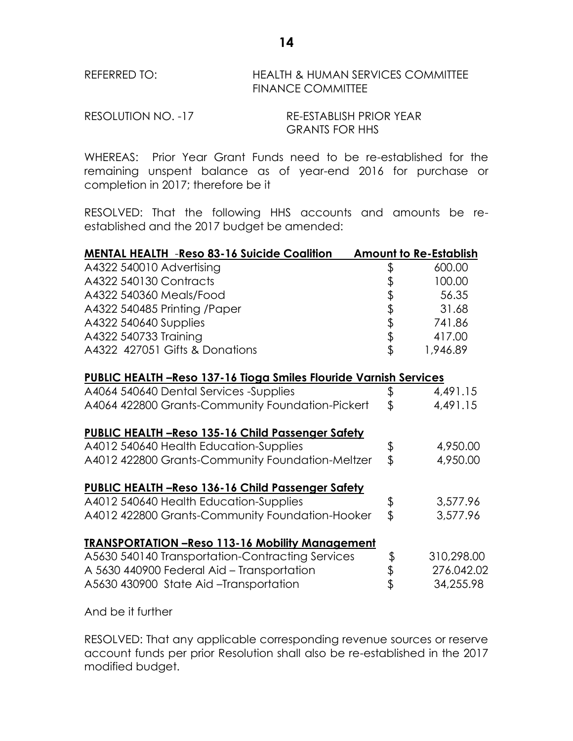REFERRED TO: HEALTH & HUMAN SERVICES COMMITTEE
FINANCE COMMITTEE

RESOLUTION NO. -17 RE-ESTABLISH PRIOR YEAR GRANTS FOR HHS

WHEREAS: Prior Year Grant Funds need to be re-established for the remaining unspent balance as of year-end 2016 for purchase or completion in 2017; therefore be it

RESOLVED: That the following HHS accounts and amounts be re-established and the 2017 budget be amended:

| **MENTAL HEALTH -Reso 83-16 Suicide Coalition** | **Amount to Re-Establish** |
|---|---|
| A4322 540010 Advertising | $ 600.00 |
| A4322 540130 Contracts | $ 100.00 |
| A4322 540360 Meals/Food | $ 56.35 |
| A4322 540485 Printing /Paper | $ 31.68 |
| A4322 540640 Supplies | $ 741.86 |
| A4322 540733 Training | $ 417.00 |
| A4322 427051 Gifts & Donations | $ 1,946.89 |
| **PUBLIC HEALTH –Reso 137-16 Tioga Smiles Flouride Varnish Services** | |
| A4064 540640 Dental Services -Supplies | $ 4,491.15 |
| A4064 422800 Grants-Community Foundation-Pickert | $ 4,491.15 |
| **PUBLIC HEALTH –Reso 135-16 Child Passenger Safety** | |
| A4012 540640 Health Education-Supplies | $ 4,950.00 |
| A4012 422800 Grants-Community Foundation-Meltzer | $ 4,950.00 |
| **PUBLIC HEALTH –Reso 136-16 Child Passenger Safety** | |
| A4012 540640 Health Education-Supplies | $ 3,577.96 |
| A4012 422800 Grants-Community Foundation-Hooker | $ 3,577.96 |
| **TRANSPORTATION –Reso 113-16 Mobility Management** | |
| A5630 540140 Transportation-Contracting Services | $ 310,298.00 |
| A 5630 440900 Federal Aid – Transportation | $ 276.042.02 |
| A5630 430900 State Aid –Transportation | $ 34,255.98 |

And be it further

RESOLVED: That any applicable corresponding revenue sources or reserve account funds per prior Resolution shall also be re-established in the 2017 modified budget.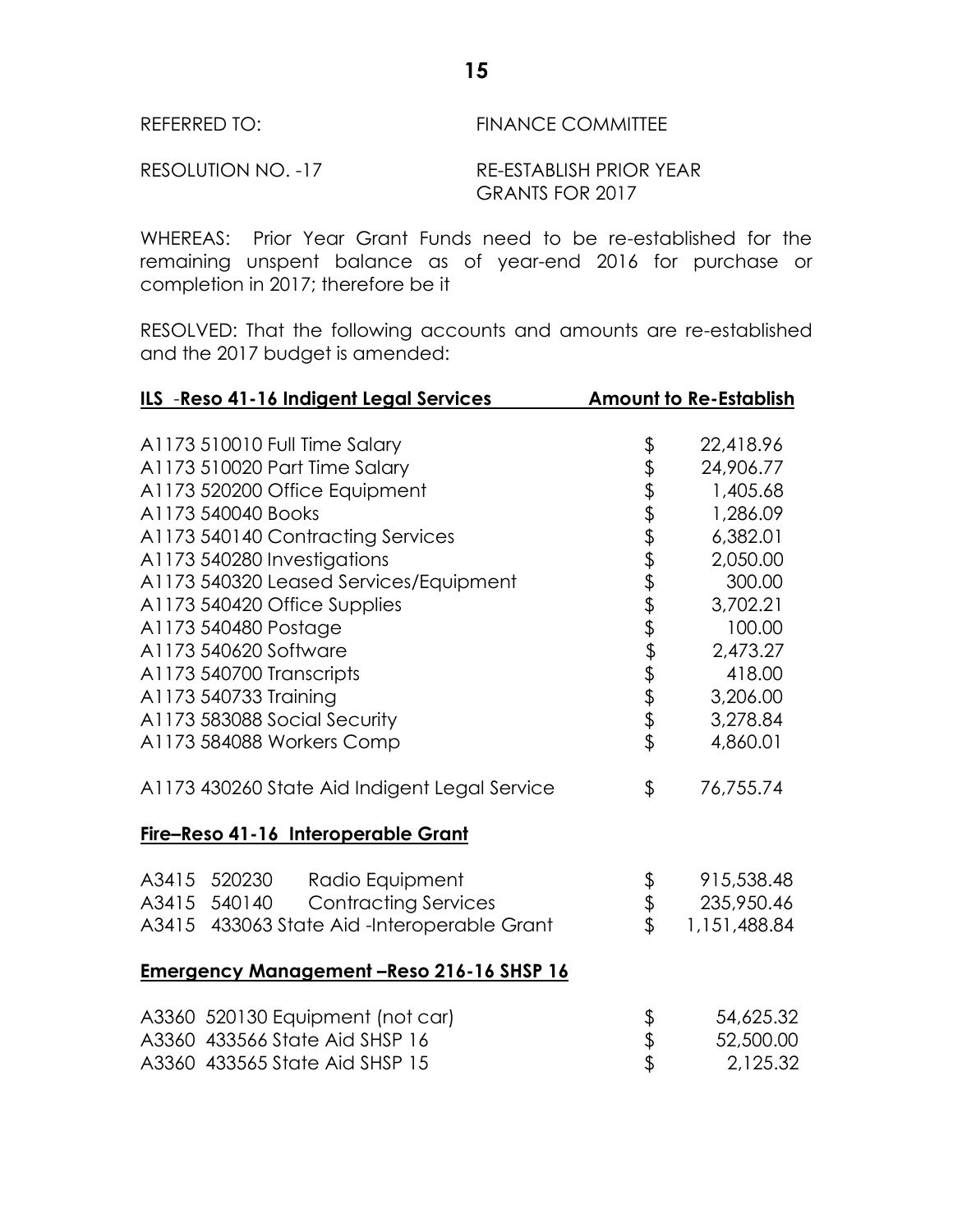REFERRED TO: FINANCE COMMITTEE

RESOLUTION NO. -17 RE-ESTABLISH PRIOR YEAR GRANTS FOR 2017

WHEREAS: Prior Year Grant Funds need to be re-established for the remaining unspent balance as of year-end 2016 for purchase or completion in 2017; therefore be it

RESOLVED: That the following accounts and amounts are re-established and the 2017 budget is amended:

| **ILS -Reso 41-16 Indigent Legal Services** | **Amount to Re-Establish** |
|---|---|
| A1173 510010 Full Time Salary | $ 22,418.96 |
| A1173 510020 Part Time Salary | $ 24,906.77 |
| A1173 520200 Office Equipment | $ 1,405.68 |
| A1173 540040 Books | $ 1,286.09 |
| A1173 540140 Contracting Services | $ 6,382.01 |
| A1173 540280 Investigations | $ 2,050.00 |
| A1173 540320 Leased Services/Equipment | $ 300.00 |
| A1173 540420 Office Supplies | $ 3,702.21 |
| A1173 540480 Postage | $ 100.00 |
| A1173 540620 Software | $ 2,473.27 |
| A1173 540700 Transcripts | $ 418.00 |
| A1173 540733 Training | $ 3,206.00 |
| A1173 583088 Social Security | $ 3,278.84 |
| A1173 584088 Workers Comp | $ 4,860.01 |
| | |
| A1173 430260 State Aid Indigent Legal Service | $ 76,755.74 |
| **Fire–Reso 41-16 Interoperable Grant** | |
| A3415 520230 Radio Equipment | $ 915,538.48 |
| A3415 540140 Contracting Services | $ 235,950.46 |
| A3415 433063 State Aid -Interoperable Grant | $ 1,151,488.84 |
| **Emergency Management –Reso 216-16 SHSP 16** | |
| A3360 520130 Equipment (not car) | $ 54,625.32 |
| A3360 433566 State Aid SHSP 16 | $ 52,500.00 |
| A3360 433565 State Aid SHSP 15 | $ 2,125.32 |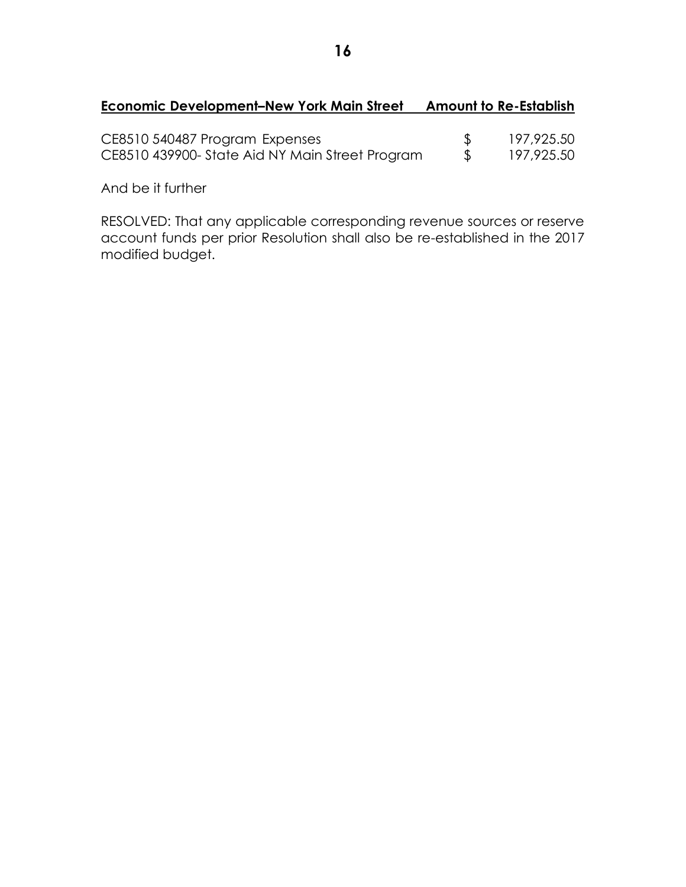| **Economic Development–New York Main Street** | | **Amount to Re-Establish** |
|---|---|---|
| CE8510 540487 Program Expenses | $ | 197,925.50 |
| CE8510 439900- State Aid NY Main Street Program | $ | 197,925.50 |

And be it further

RESOLVED: That any applicable corresponding revenue sources or reserve account funds per prior Resolution shall also be re-established in the 2017 modified budget.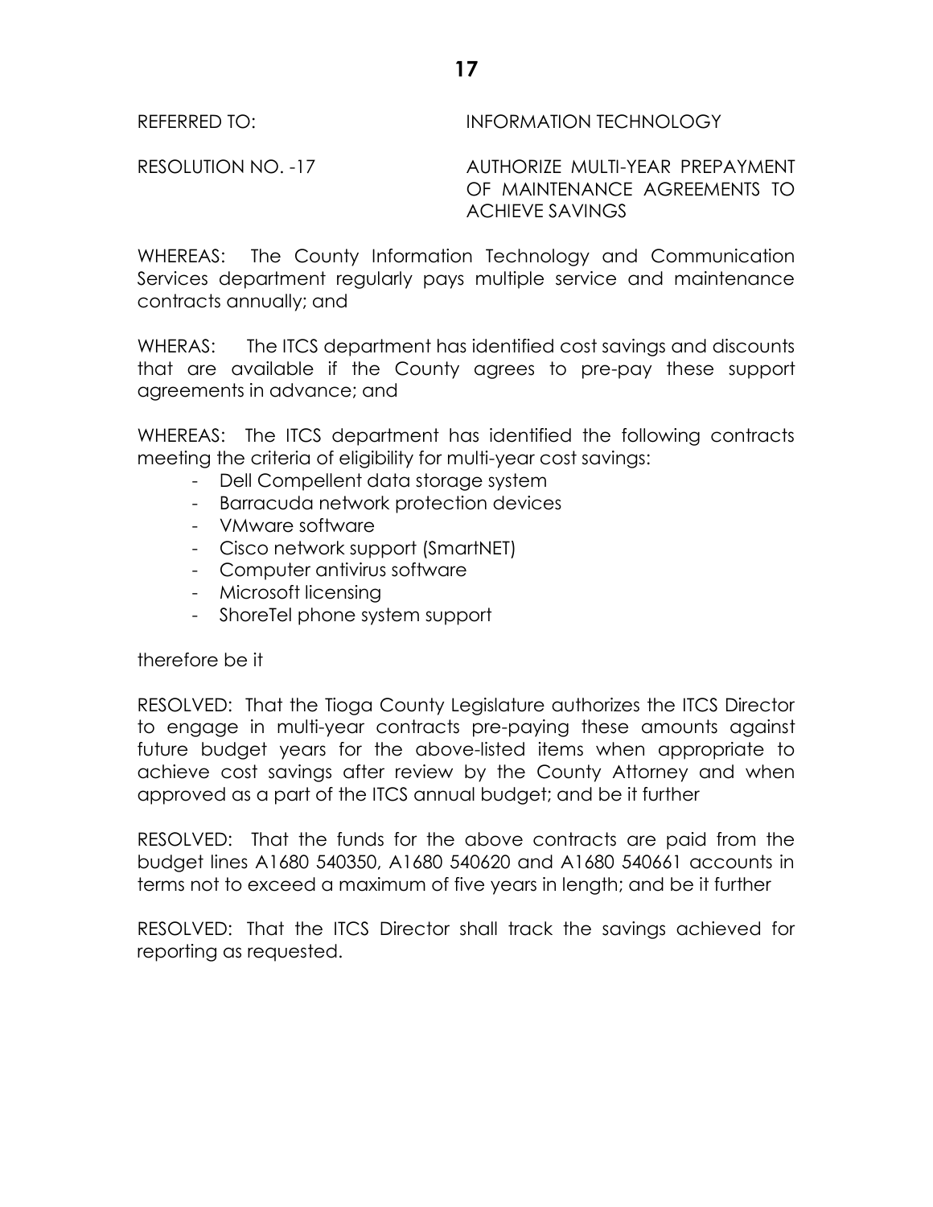REFERRED TO: INFORMATION TECHNOLOGY

RESOLUTION NO. -17 AUTHORIZE MULTI-YEAR PREPAYMENT OF MAINTENANCE AGREEMENTS TO ACHIEVE SAVINGS

WHEREAS: The County Information Technology and Communication Services department regularly pays multiple service and maintenance contracts annually; and

WHERAS: The ITCS department has identified cost savings and discounts that are available if the County agrees to pre-pay these support agreements in advance; and

WHEREAS: The ITCS department has identified the following contracts meeting the criteria of eligibility for multi-year cost savings:

- Dell Compellent data storage system
- Barracuda network protection devices
- VMware software
- Cisco network support (SmartNET)
- Computer antivirus software
- Microsoft licensing
- ShoreTel phone system support

therefore be it

RESOLVED: That the Tioga County Legislature authorizes the ITCS Director to engage in multi-year contracts pre-paying these amounts against future budget years for the above-listed items when appropriate to achieve cost savings after review by the County Attorney and when approved as a part of the ITCS annual budget; and be it further

RESOLVED: That the funds for the above contracts are paid from the budget lines A1680 540350, A1680 540620 and A1680 540661 accounts in terms not to exceed a maximum of five years in length; and be it further

RESOLVED: That the ITCS Director shall track the savings achieved for reporting as requested.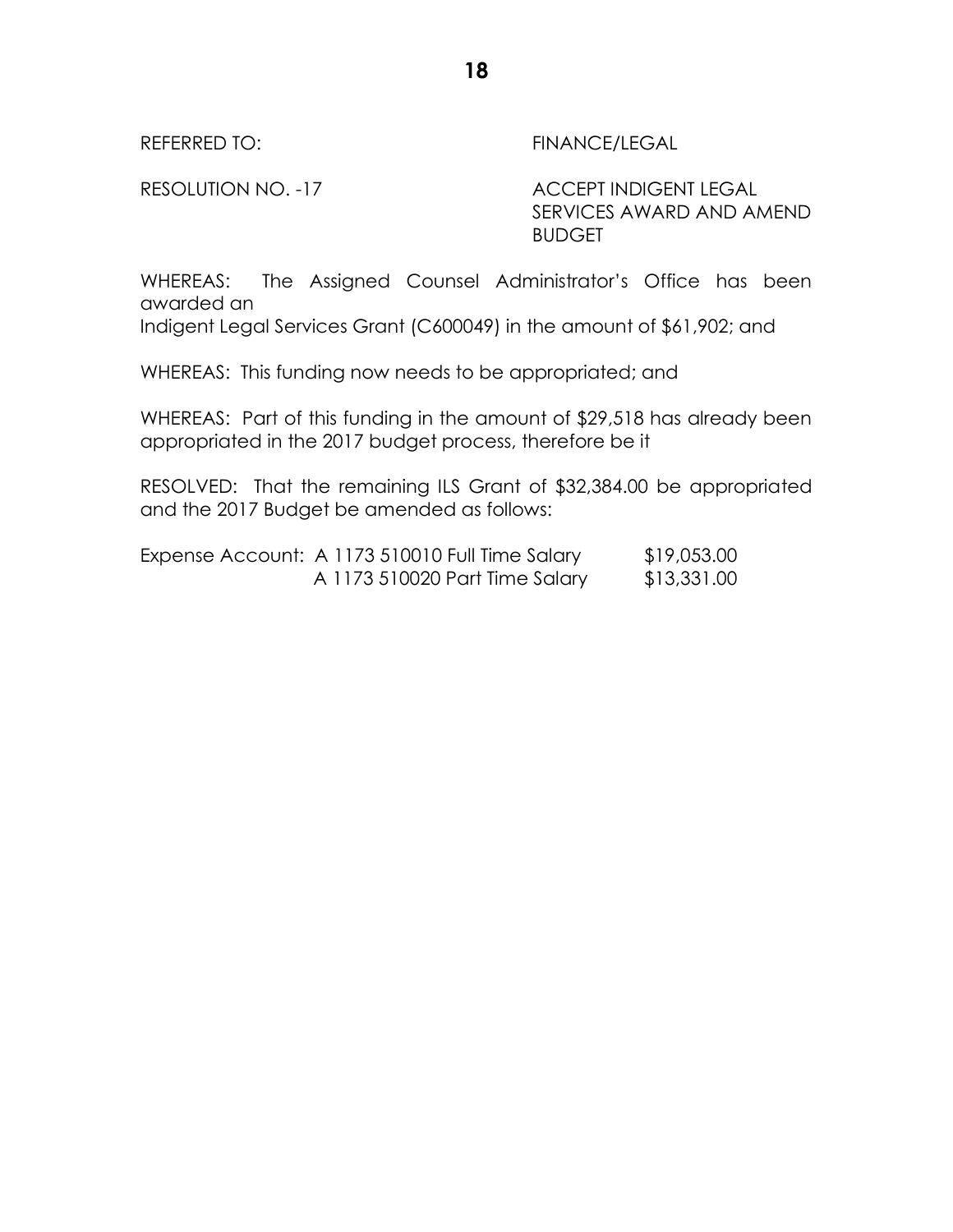REFERRED TO: FINANCE/LEGAL

RESOLUTION NO. -17 ACCEPT INDIGENT LEGAL SERVICES AWARD AND AMEND BUDGET

WHEREAS: The Assigned Counsel Administrator's Office has been awarded an
Indigent Legal Services Grant (C600049) in the amount of $61,902; and

WHEREAS: This funding now needs to be appropriated; and

WHEREAS: Part of this funding in the amount of $29,518 has already been appropriated in the 2017 budget process, therefore be it

RESOLVED: That the remaining ILS Grant of $32,384.00 be appropriated and the 2017 Budget be amended as follows:

| | | |
|---|---|---|
| Expense Account: | A 1173 510010 Full Time Salary | $19,053.00 |
| | A 1173 510020 Part Time Salary | $13,331.00 |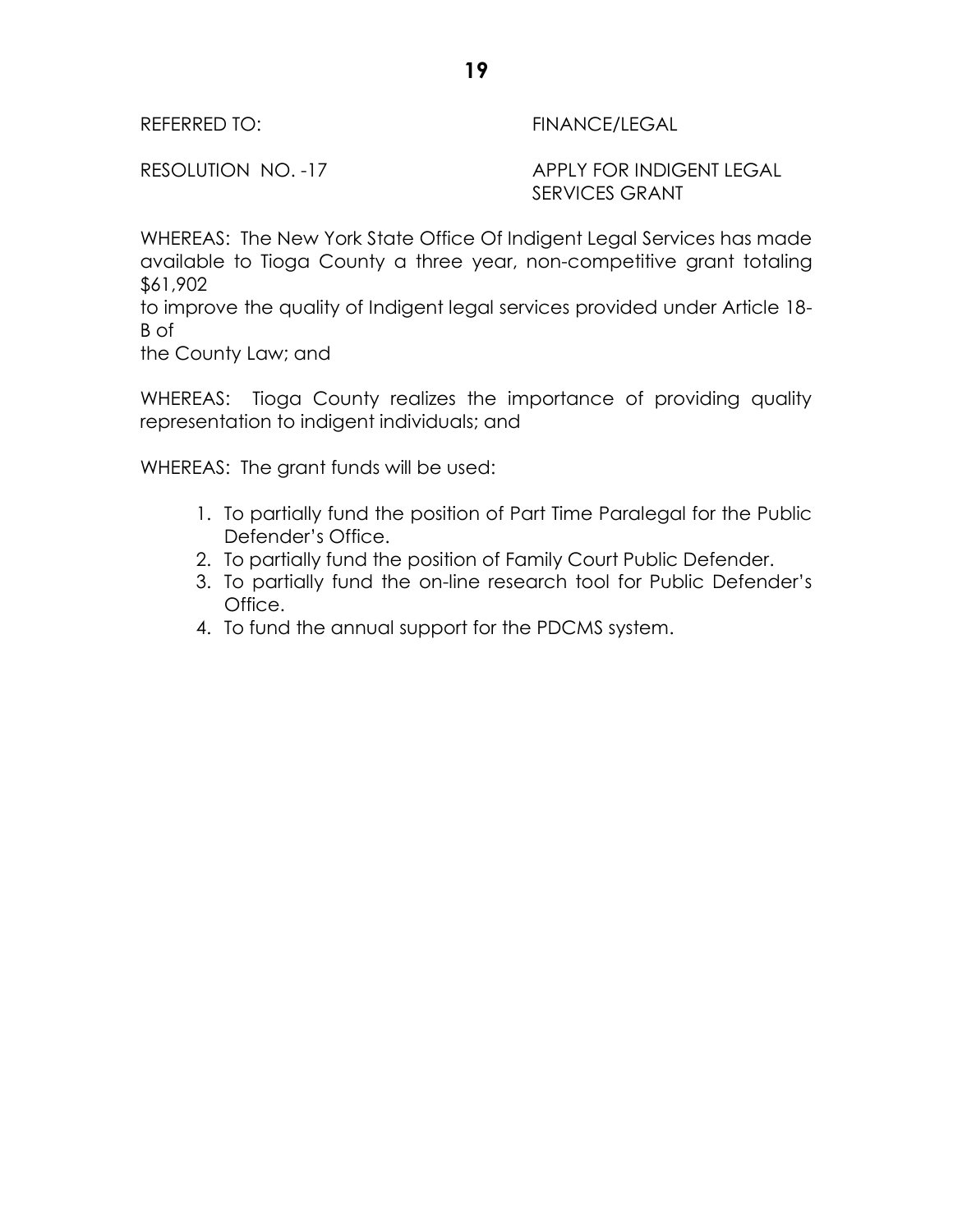REFERRED TO: FINANCE/LEGAL

RESOLUTION NO. -17 APPLY FOR INDIGENT LEGAL SERVICES GRANT

WHEREAS: The New York State Office Of Indigent Legal Services has made available to Tioga County a three year, non-competitive grant totaling $61,902
to improve the quality of Indigent legal services provided under Article 18-B of
the County Law; and

WHEREAS: Tioga County realizes the importance of providing quality representation to indigent individuals; and

WHEREAS: The grant funds will be used:

1. To partially fund the position of Part Time Paralegal for the Public Defender's Office.
2. To partially fund the position of Family Court Public Defender.
3. To partially fund the on-line research tool for Public Defender's Office.
4. To fund the annual support for the PDCMS system.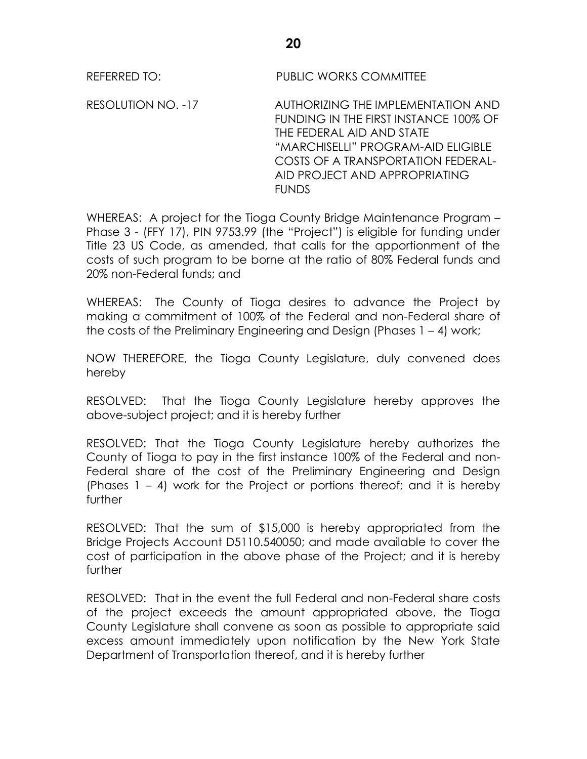REFERRED TO: PUBLIC WORKS COMMITTEE

RESOLUTION NO. -17 AUTHORIZING THE IMPLEMENTATION AND FUNDING IN THE FIRST INSTANCE 100% OF THE FEDERAL AID AND STATE "MARCHISELLI" PROGRAM-AID ELIGIBLE COSTS OF A TRANSPORTATION FEDERAL-AID PROJECT AND APPROPRIATING FUNDS

WHEREAS: A project for the Tioga County Bridge Maintenance Program – Phase 3 - (FFY 17), PIN 9753.99 (the "Project") is eligible for funding under Title 23 US Code, as amended, that calls for the apportionment of the costs of such program to be borne at the ratio of 80% Federal funds and 20% non-Federal funds; and

WHEREAS: The County of Tioga desires to advance the Project by making a commitment of 100% of the Federal and non-Federal share of the costs of the Preliminary Engineering and Design (Phases 1 – 4) work;

NOW THEREFORE, the Tioga County Legislature, duly convened does hereby

RESOLVED: That the Tioga County Legislature hereby approves the above-subject project; and it is hereby further

RESOLVED: That the Tioga County Legislature hereby authorizes the County of Tioga to pay in the first instance 100% of the Federal and non-Federal share of the cost of the Preliminary Engineering and Design (Phases 1 – 4) work for the Project or portions thereof; and it is hereby further

RESOLVED: That the sum of $15,000 is hereby appropriated from the Bridge Projects Account D5110.540050; and made available to cover the cost of participation in the above phase of the Project; and it is hereby further

RESOLVED: That in the event the full Federal and non-Federal share costs of the project exceeds the amount appropriated above, the Tioga County Legislature shall convene as soon as possible to appropriate said excess amount immediately upon notification by the New York State Department of Transportation thereof, and it is hereby further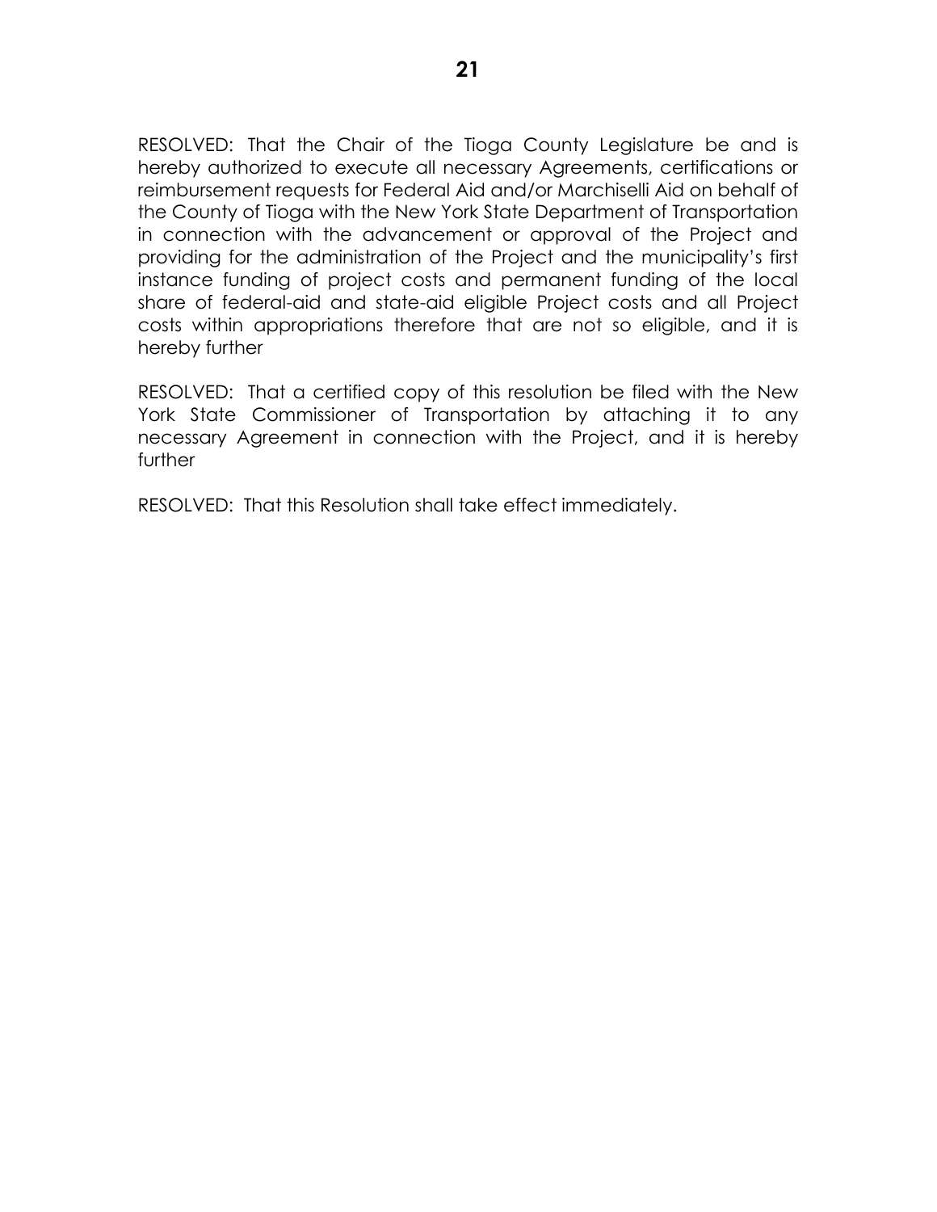RESOLVED: That the Chair of the Tioga County Legislature be and is hereby authorized to execute all necessary Agreements, certifications or reimbursement requests for Federal Aid and/or Marchiselli Aid on behalf of the County of Tioga with the New York State Department of Transportation in connection with the advancement or approval of the Project and providing for the administration of the Project and the municipality's first instance funding of project costs and permanent funding of the local share of federal-aid and state-aid eligible Project costs and all Project costs within appropriations therefore that are not so eligible, and it is hereby further

RESOLVED: That a certified copy of this resolution be filed with the New York State Commissioner of Transportation by attaching it to any necessary Agreement in connection with the Project, and it is hereby further

RESOLVED: That this Resolution shall take effect immediately.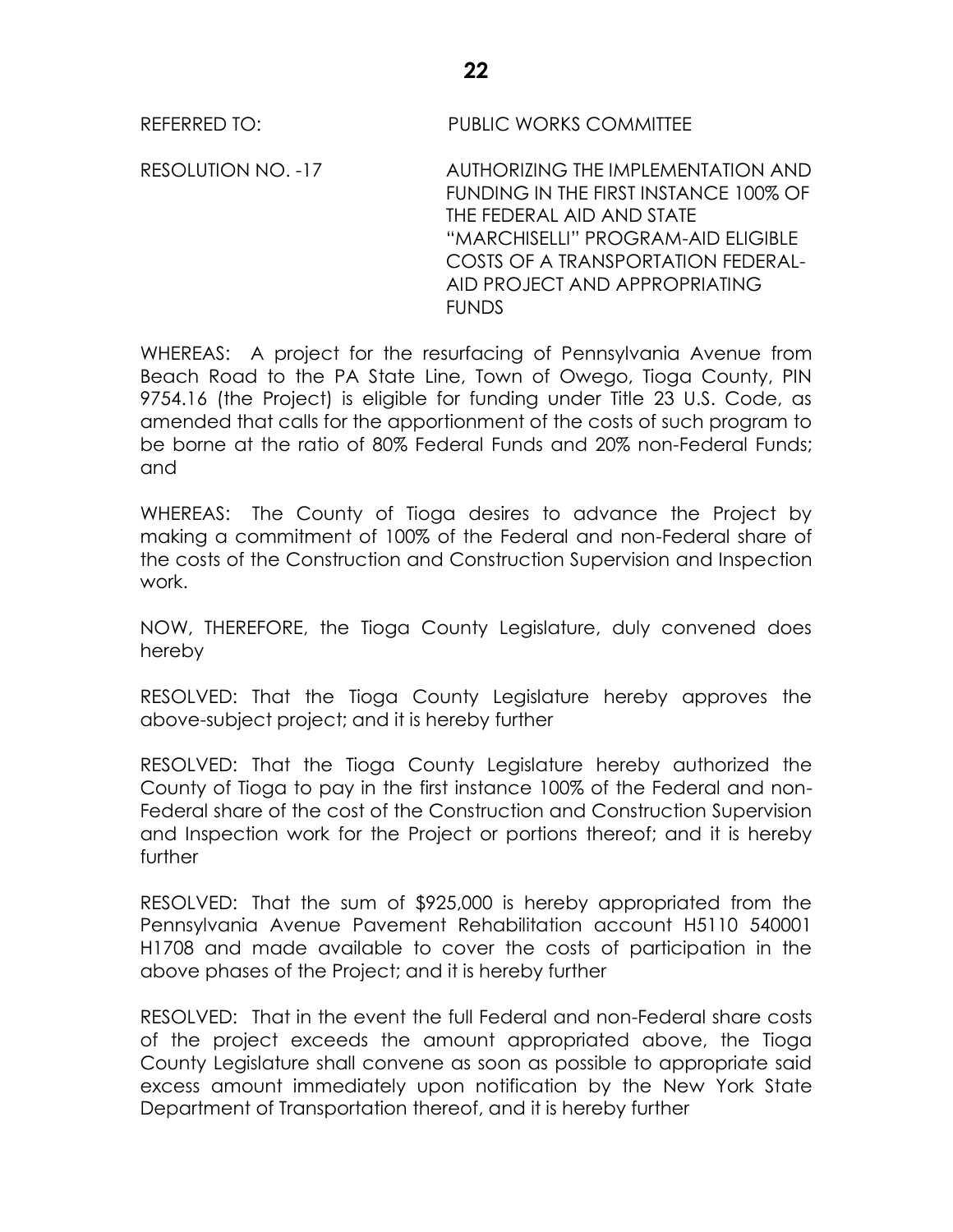REFERRED TO: PUBLIC WORKS COMMITTEE

RESOLUTION NO. -17 AUTHORIZING THE IMPLEMENTATION AND FUNDING IN THE FIRST INSTANCE 100% OF THE FEDERAL AID AND STATE "MARCHISELLI" PROGRAM-AID ELIGIBLE COSTS OF A TRANSPORTATION FEDERAL-AID PROJECT AND APPROPRIATING FUNDS

WHEREAS: A project for the resurfacing of Pennsylvania Avenue from Beach Road to the PA State Line, Town of Owego, Tioga County, PIN 9754.16 (the Project) is eligible for funding under Title 23 U.S. Code, as amended that calls for the apportionment of the costs of such program to be borne at the ratio of 80% Federal Funds and 20% non-Federal Funds; and

WHEREAS: The County of Tioga desires to advance the Project by making a commitment of 100% of the Federal and non-Federal share of the costs of the Construction and Construction Supervision and Inspection work.

NOW, THEREFORE, the Tioga County Legislature, duly convened does hereby

RESOLVED: That the Tioga County Legislature hereby approves the above-subject project; and it is hereby further

RESOLVED: That the Tioga County Legislature hereby authorized the County of Tioga to pay in the first instance 100% of the Federal and non-Federal share of the cost of the Construction and Construction Supervision and Inspection work for the Project or portions thereof; and it is hereby further

RESOLVED: That the sum of $925,000 is hereby appropriated from the Pennsylvania Avenue Pavement Rehabilitation account H5110 540001 H1708 and made available to cover the costs of participation in the above phases of the Project; and it is hereby further

RESOLVED: That in the event the full Federal and non-Federal share costs of the project exceeds the amount appropriated above, the Tioga County Legislature shall convene as soon as possible to appropriate said excess amount immediately upon notification by the New York State Department of Transportation thereof, and it is hereby further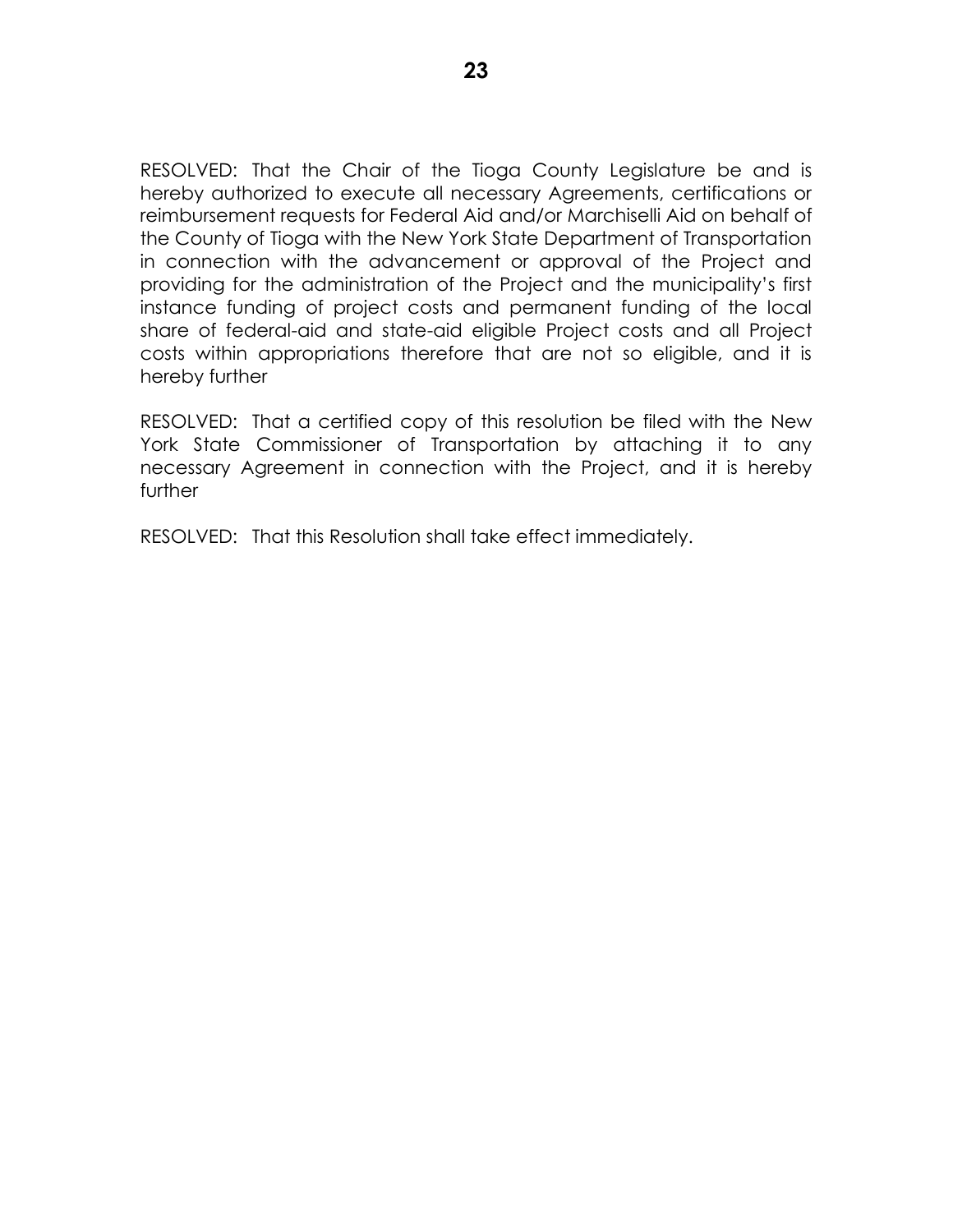RESOLVED: That the Chair of the Tioga County Legislature be and is hereby authorized to execute all necessary Agreements, certifications or reimbursement requests for Federal Aid and/or Marchiselli Aid on behalf of the County of Tioga with the New York State Department of Transportation in connection with the advancement or approval of the Project and providing for the administration of the Project and the municipality's first instance funding of project costs and permanent funding of the local share of federal-aid and state-aid eligible Project costs and all Project costs within appropriations therefore that are not so eligible, and it is hereby further

RESOLVED: That a certified copy of this resolution be filed with the New York State Commissioner of Transportation by attaching it to any necessary Agreement in connection with the Project, and it is hereby further

RESOLVED: That this Resolution shall take effect immediately.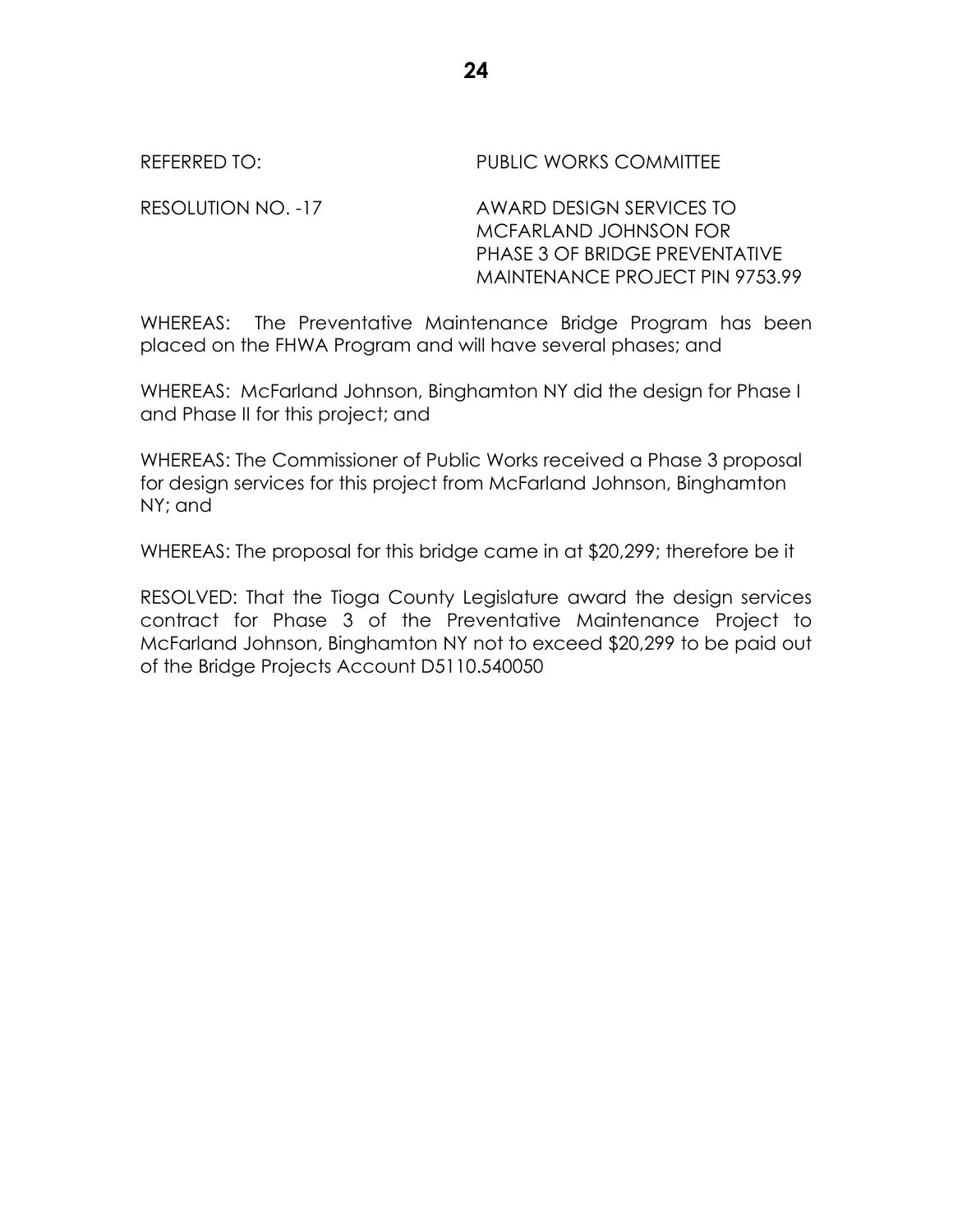REFERRED TO: PUBLIC WORKS COMMITTEE

RESOLUTION NO. -17 AWARD DESIGN SERVICES TO MCFARLAND JOHNSON FOR PHASE 3 OF BRIDGE PREVENTATIVE MAINTENANCE PROJECT PIN 9753.99

WHEREAS: The Preventative Maintenance Bridge Program has been placed on the FHWA Program and will have several phases; and

WHEREAS: McFarland Johnson, Binghamton NY did the design for Phase I and Phase II for this project; and

WHEREAS: The Commissioner of Public Works received a Phase 3 proposal for design services for this project from McFarland Johnson, Binghamton NY; and

WHEREAS: The proposal for this bridge came in at $20,299; therefore be it

RESOLVED: That the Tioga County Legislature award the design services contract for Phase 3 of the Preventative Maintenance Project to McFarland Johnson, Binghamton NY not to exceed $20,299 to be paid out of the Bridge Projects Account D5110.540050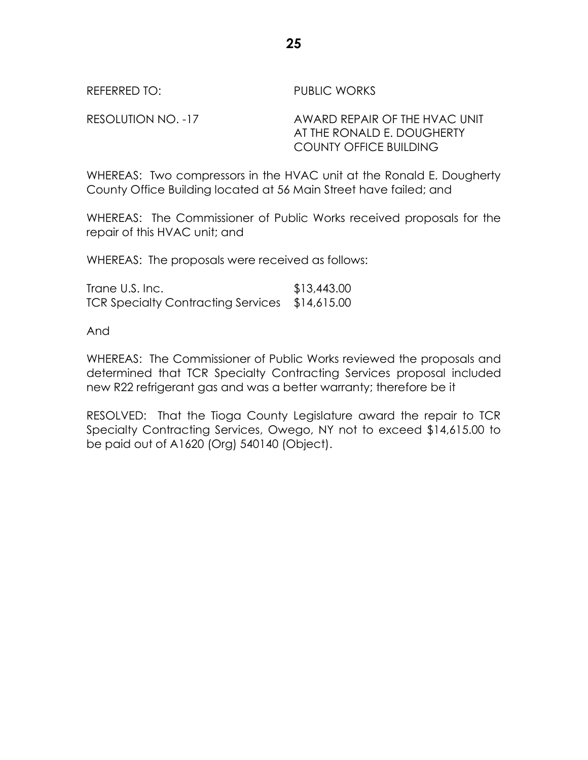REFERRED TO: PUBLIC WORKS

RESOLUTION NO. -17 AWARD REPAIR OF THE HVAC UNIT AT THE RONALD E. DOUGHERTY COUNTY OFFICE BUILDING

WHEREAS: Two compressors in the HVAC unit at the Ronald E. Dougherty County Office Building located at 56 Main Street have failed; and

WHEREAS: The Commissioner of Public Works received proposals for the repair of this HVAC unit; and

WHEREAS: The proposals were received as follows:

| | |
|---|---|
| Trane U.S. Inc. | $13,443.00 |
| TCR Specialty Contracting Services | $14,615.00 |

And

WHEREAS: The Commissioner of Public Works reviewed the proposals and determined that TCR Specialty Contracting Services proposal included new R22 refrigerant gas and was a better warranty; therefore be it

RESOLVED: That the Tioga County Legislature award the repair to TCR Specialty Contracting Services, Owego, NY not to exceed $14,615.00 to be paid out of A1620 (Org) 540140 (Object).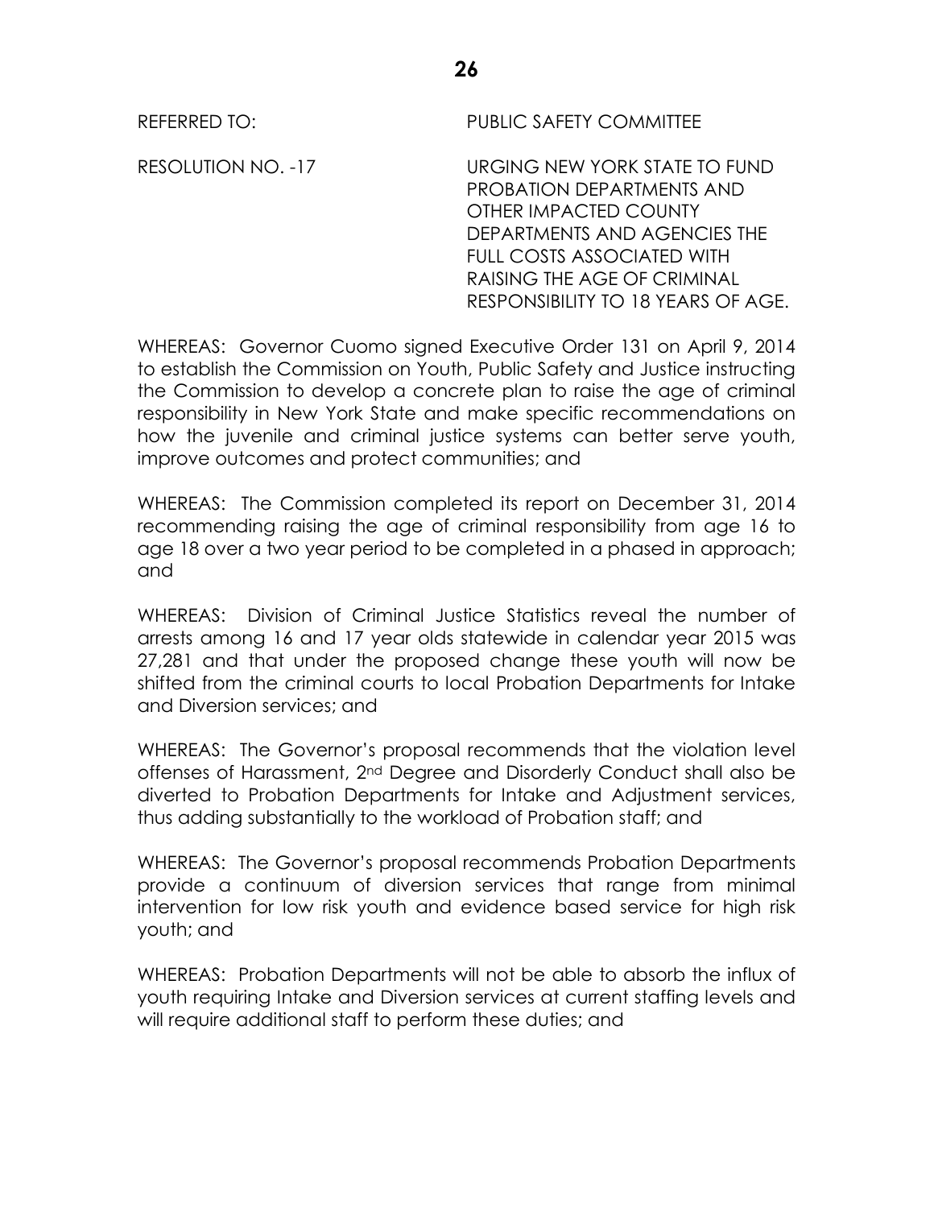REFERRED TO: PUBLIC SAFETY COMMITTEE

RESOLUTION NO. -17 URGING NEW YORK STATE TO FUND PROBATION DEPARTMENTS AND OTHER IMPACTED COUNTY DEPARTMENTS AND AGENCIES THE FULL COSTS ASSOCIATED WITH RAISING THE AGE OF CRIMINAL RESPONSIBILITY TO 18 YEARS OF AGE.

WHEREAS: Governor Cuomo signed Executive Order 131 on April 9, 2014 to establish the Commission on Youth, Public Safety and Justice instructing the Commission to develop a concrete plan to raise the age of criminal responsibility in New York State and make specific recommendations on how the juvenile and criminal justice systems can better serve youth, improve outcomes and protect communities; and

WHEREAS: The Commission completed its report on December 31, 2014 recommending raising the age of criminal responsibility from age 16 to age 18 over a two year period to be completed in a phased in approach; and

WHEREAS: Division of Criminal Justice Statistics reveal the number of arrests among 16 and 17 year olds statewide in calendar year 2015 was 27,281 and that under the proposed change these youth will now be shifted from the criminal courts to local Probation Departments for Intake and Diversion services; and

WHEREAS: The Governor's proposal recommends that the violation level offenses of Harassment, 2nd Degree and Disorderly Conduct shall also be diverted to Probation Departments for Intake and Adjustment services, thus adding substantially to the workload of Probation staff; and

WHEREAS: The Governor's proposal recommends Probation Departments provide a continuum of diversion services that range from minimal intervention for low risk youth and evidence based service for high risk youth; and

WHEREAS: Probation Departments will not be able to absorb the influx of youth requiring Intake and Diversion services at current staffing levels and will require additional staff to perform these duties; and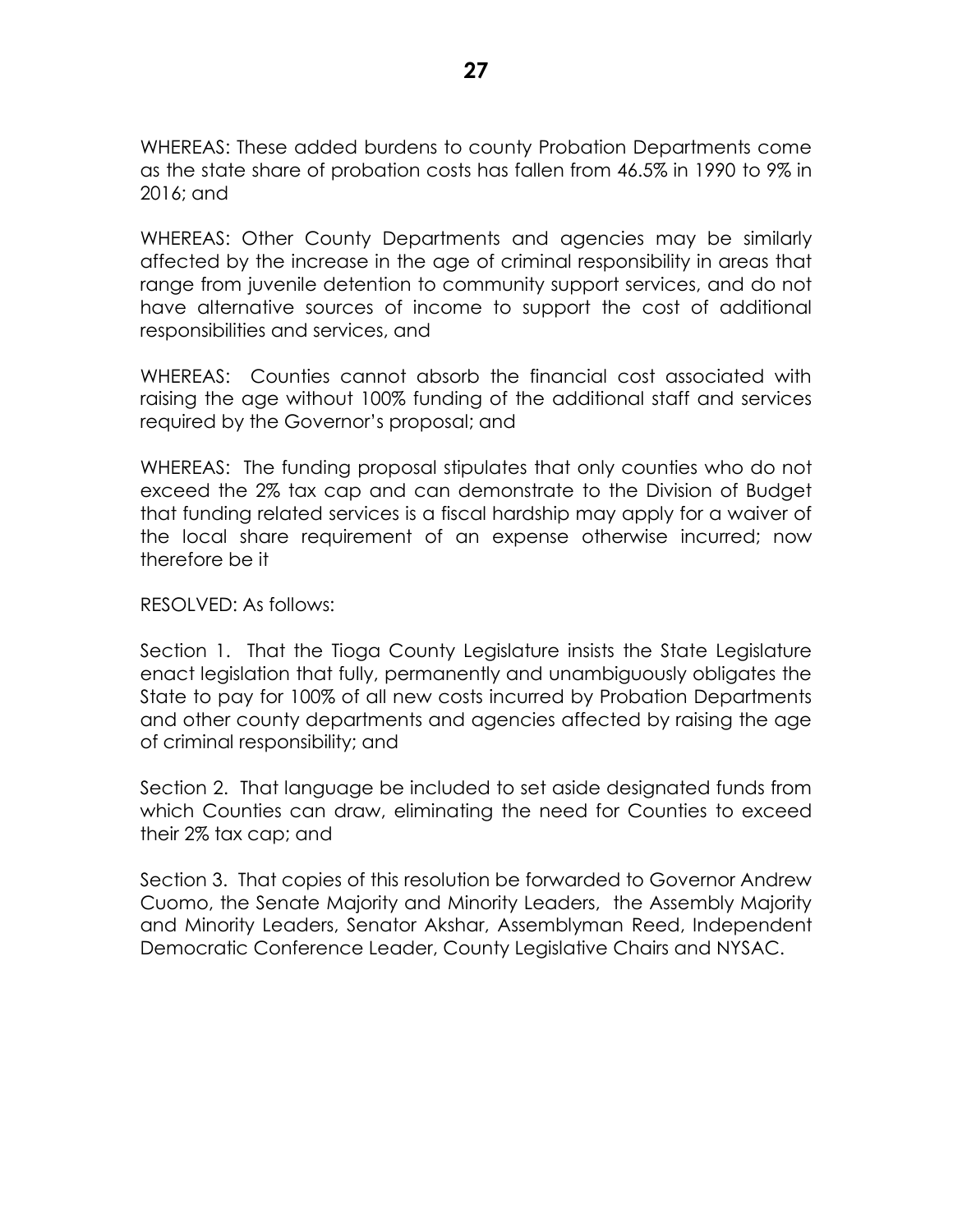WHEREAS: These added burdens to county Probation Departments come as the state share of probation costs has fallen from 46.5% in 1990 to 9% in 2016; and

WHEREAS: Other County Departments and agencies may be similarly affected by the increase in the age of criminal responsibility in areas that range from juvenile detention to community support services, and do not have alternative sources of income to support the cost of additional responsibilities and services, and

WHEREAS: Counties cannot absorb the financial cost associated with raising the age without 100% funding of the additional staff and services required by the Governor's proposal; and

WHEREAS: The funding proposal stipulates that only counties who do not exceed the 2% tax cap and can demonstrate to the Division of Budget that funding related services is a fiscal hardship may apply for a waiver of the local share requirement of an expense otherwise incurred; now therefore be it

RESOLVED: As follows:

Section 1. That the Tioga County Legislature insists the State Legislature enact legislation that fully, permanently and unambiguously obligates the State to pay for 100% of all new costs incurred by Probation Departments and other county departments and agencies affected by raising the age of criminal responsibility; and

Section 2. That language be included to set aside designated funds from which Counties can draw, eliminating the need for Counties to exceed their 2% tax cap; and

Section 3. That copies of this resolution be forwarded to Governor Andrew Cuomo, the Senate Majority and Minority Leaders, the Assembly Majority and Minority Leaders, Senator Akshar, Assemblyman Reed, Independent Democratic Conference Leader, County Legislative Chairs and NYSAC.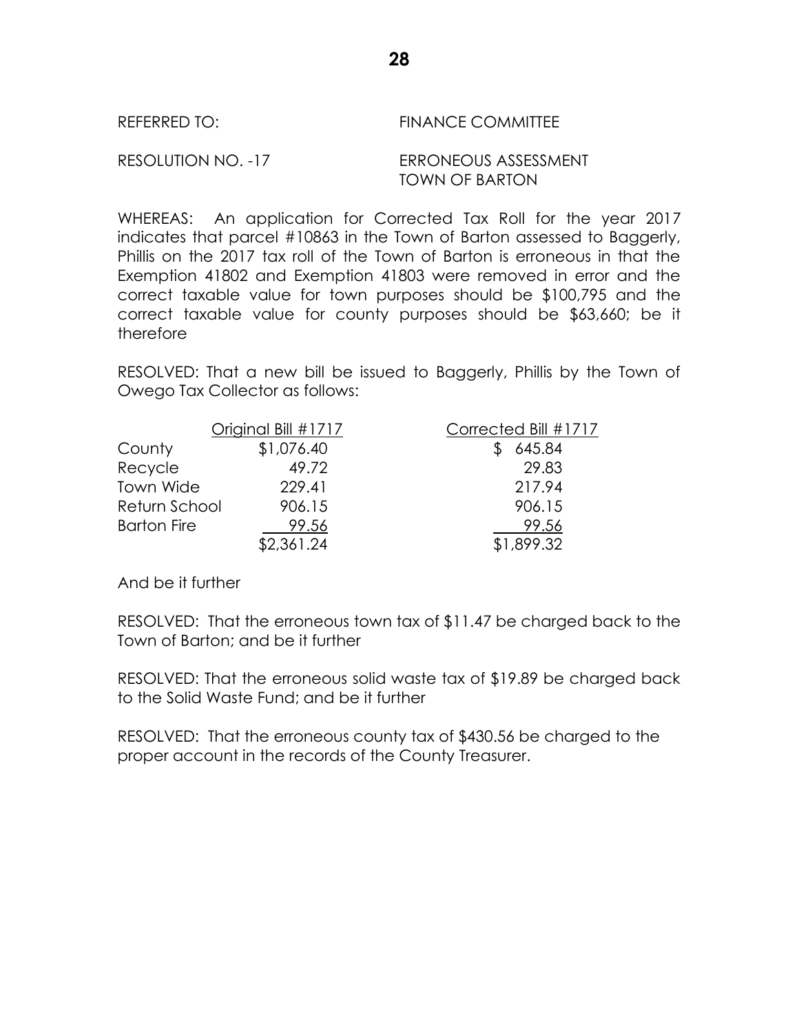REFERRED TO: FINANCE COMMITTEE

RESOLUTION NO. -17 ERRONEOUS ASSESSMENT TOWN OF BARTON

WHEREAS: An application for Corrected Tax Roll for the year 2017 indicates that parcel #10863 in the Town of Barton assessed to Baggerly, Phillis on the 2017 tax roll of the Town of Barton is erroneous in that the Exemption 41802 and Exemption 41803 were removed in error and the correct taxable value for town purposes should be $100,795 and the correct taxable value for county purposes should be $63,660; be it therefore

RESOLVED: That a new bill be issued to Baggerly, Phillis by the Town of Owego Tax Collector as follows:

| | Original Bill #1717 | Corrected Bill #1717 |
|---|---|---|
| County | $1,076.40 | $ 645.84 |
| Recycle | 49.72 | 29.83 |
| Town Wide | 229.41 | 217.94 |
| Return School | 906.15 | 906.15 |
| Barton Fire | 99.56 | 99.56 |
| | $2,361.24 | $1,899.32 |

And be it further

RESOLVED: That the erroneous town tax of $11.47 be charged back to the Town of Barton; and be it further

RESOLVED: That the erroneous solid waste tax of $19.89 be charged back to the Solid Waste Fund; and be it further

RESOLVED: That the erroneous county tax of $430.56 be charged to the proper account in the records of the County Treasurer.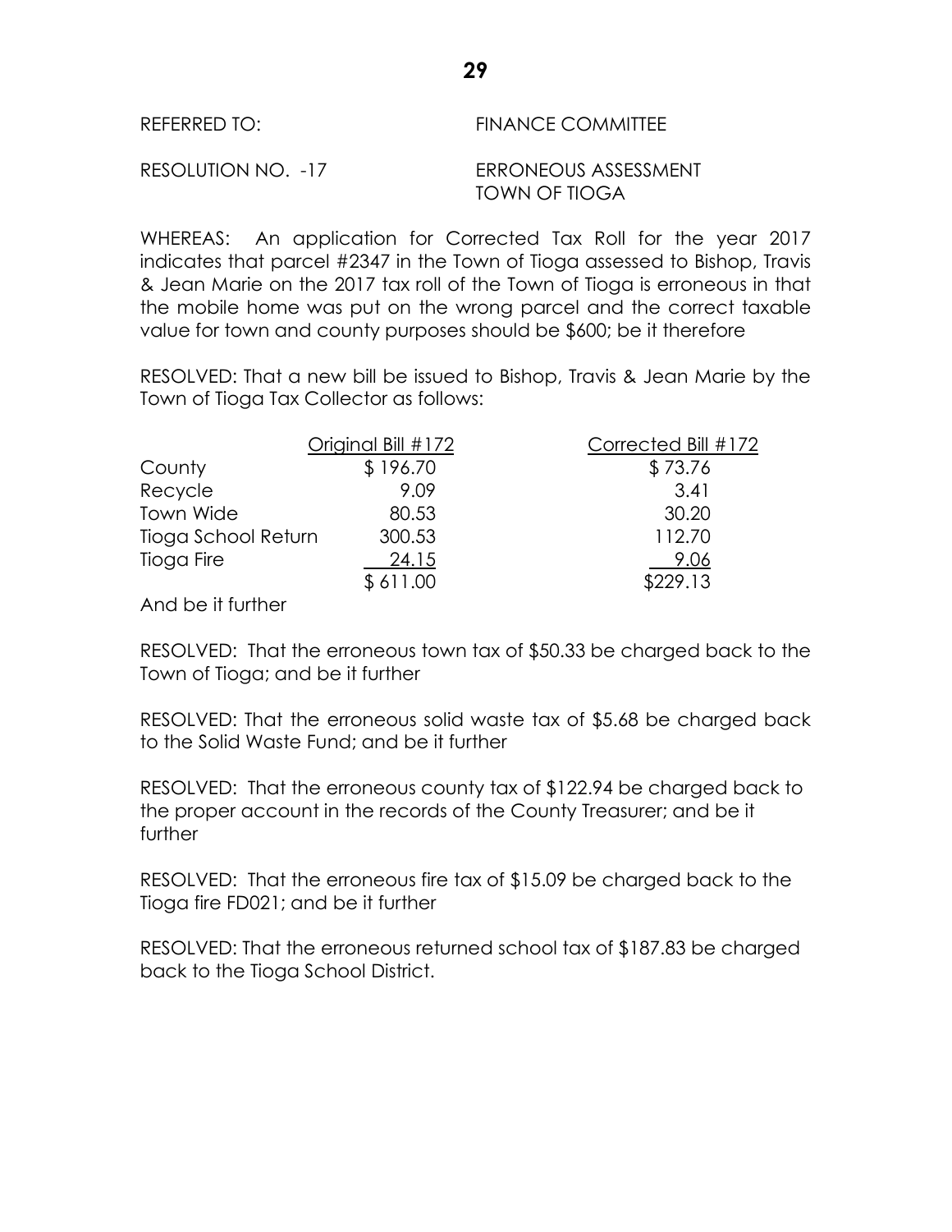REFERRED TO: FINANCE COMMITTEE

RESOLUTION NO. -17 ERRONEOUS ASSESSMENT
TOWN OF TIOGA

WHEREAS: An application for Corrected Tax Roll for the year 2017 indicates that parcel #2347 in the Town of Tioga assessed to Bishop, Travis & Jean Marie on the 2017 tax roll of the Town of Tioga is erroneous in that the mobile home was put on the wrong parcel and the correct taxable value for town and county purposes should be $600; be it therefore

RESOLVED: That a new bill be issued to Bishop, Travis & Jean Marie by the Town of Tioga Tax Collector as follows:

| | Original Bill #172 | Corrected Bill #172 |
|---|---|---|
| County | $ 196.70 | $ 73.76 |
| Recycle | 9.09 | 3.41 |
| Town Wide | 80.53 | 30.20 |
| Tioga School Return | 300.53 | 112.70 |
| Tioga Fire | 24.15 | 9.06 |
| | $ 611.00 | $229.13 |

And be it further

RESOLVED: That the erroneous town tax of $50.33 be charged back to the Town of Tioga; and be it further

RESOLVED: That the erroneous solid waste tax of $5.68 be charged back to the Solid Waste Fund; and be it further

RESOLVED: That the erroneous county tax of $122.94 be charged back to the proper account in the records of the County Treasurer; and be it further

RESOLVED: That the erroneous fire tax of $15.09 be charged back to the Tioga fire FD021; and be it further

RESOLVED: That the erroneous returned school tax of $187.83 be charged back to the Tioga School District.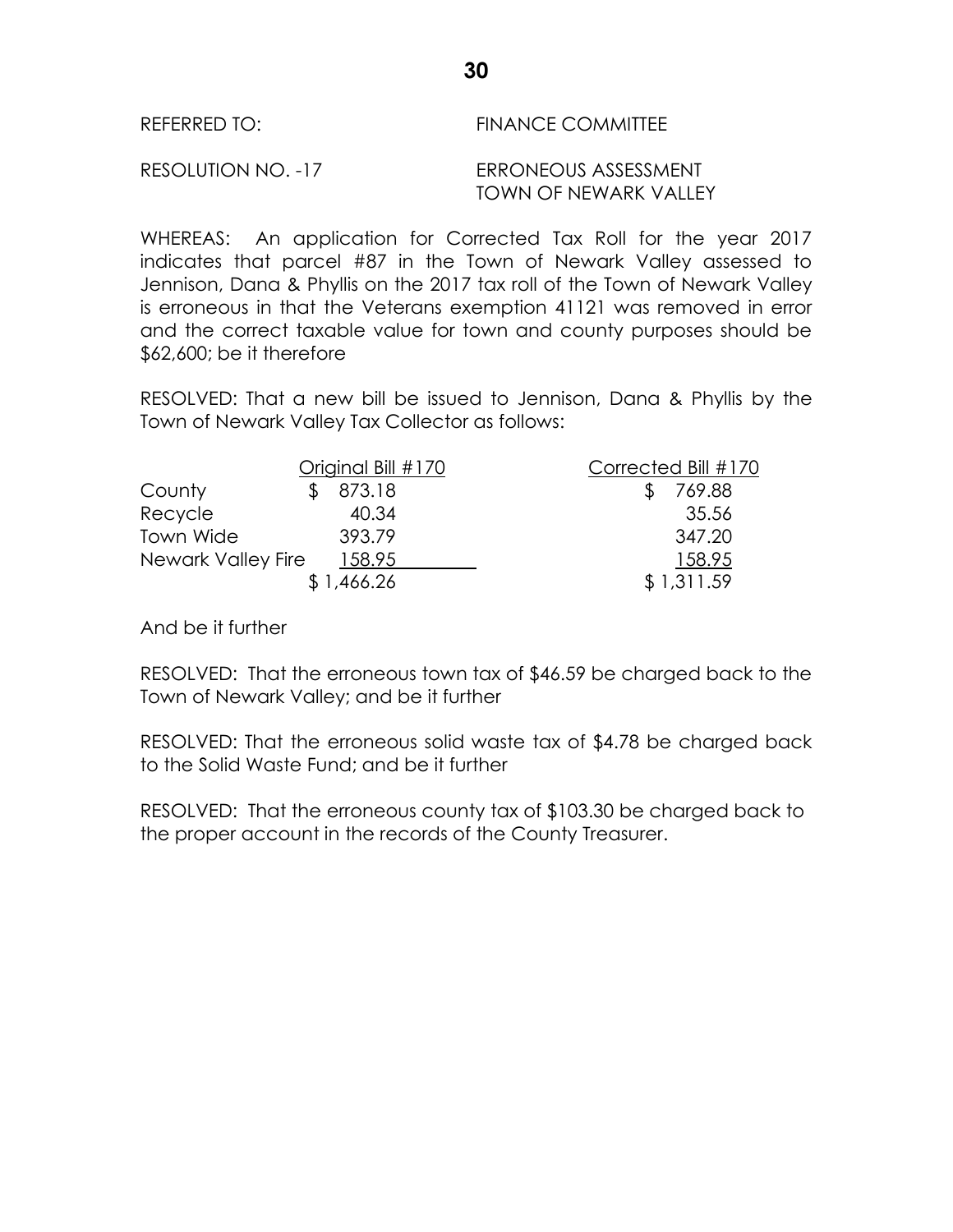REFERRED TO: FINANCE COMMITTEE

RESOLUTION NO. -17 ERRONEOUS ASSESSMENT TOWN OF NEWARK VALLEY

WHEREAS: An application for Corrected Tax Roll for the year 2017 indicates that parcel #87 in the Town of Newark Valley assessed to Jennison, Dana & Phyllis on the 2017 tax roll of the Town of Newark Valley is erroneous in that the Veterans exemption 41121 was removed in error and the correct taxable value for town and county purposes should be $62,600; be it therefore

RESOLVED: That a new bill be issued to Jennison, Dana & Phyllis by the Town of Newark Valley Tax Collector as follows:

| | Original Bill #170 | Corrected Bill #170 |
|---|---|---|
| County | $ 873.18 | $ 769.88 |
| Recycle | 40.34 | 35.56 |
| Town Wide | 393.79 | 347.20 |
| Newark Valley Fire | 158.95 | 158.95 |
| | $ 1,466.26 | $ 1,311.59 |

And be it further

RESOLVED: That the erroneous town tax of $46.59 be charged back to the Town of Newark Valley; and be it further

RESOLVED: That the erroneous solid waste tax of $4.78 be charged back to the Solid Waste Fund; and be it further

RESOLVED: That the erroneous county tax of $103.30 be charged back to the proper account in the records of the County Treasurer.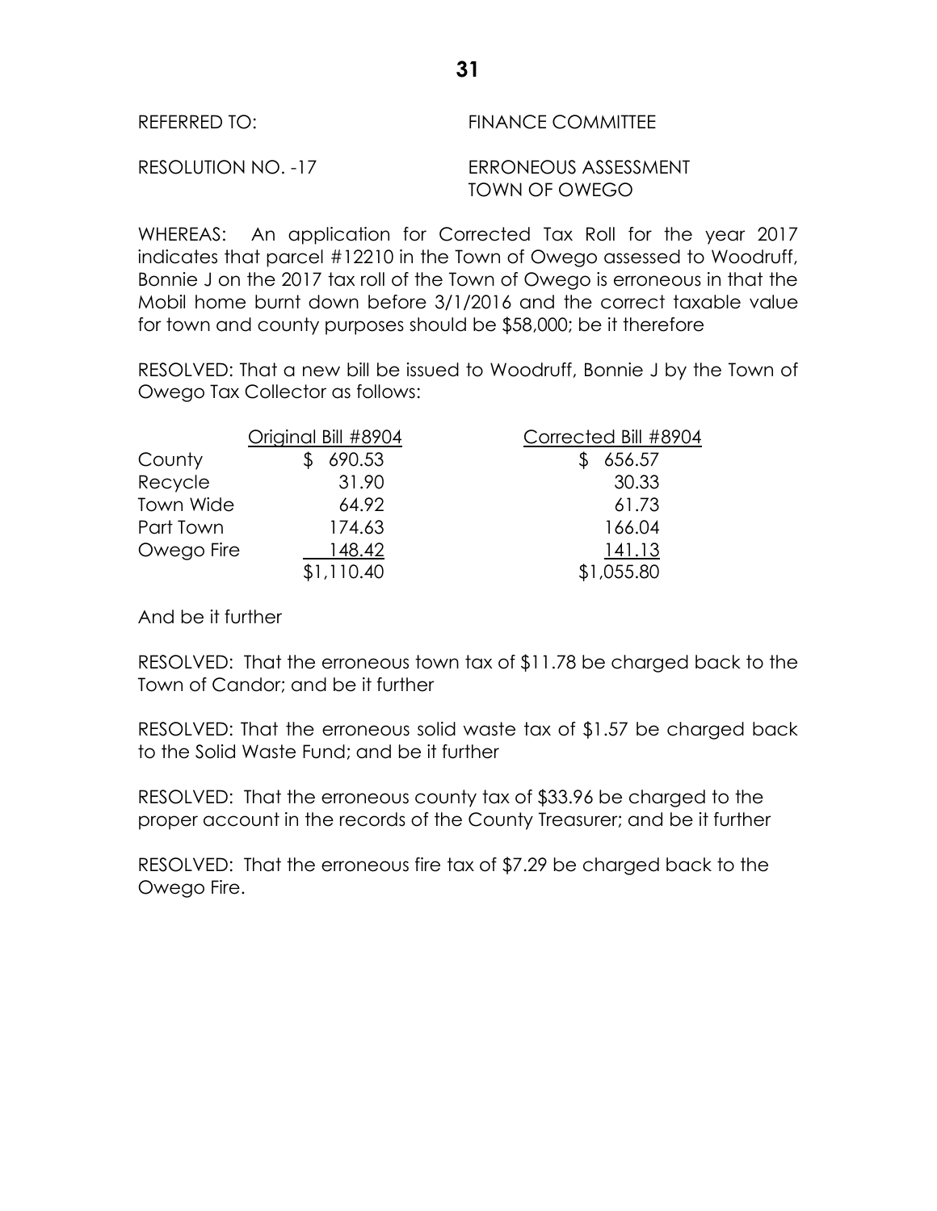REFERRED TO: FINANCE COMMITTEE

RESOLUTION NO. -17 ERRONEOUS ASSESSMENT TOWN OF OWEGO

WHEREAS: An application for Corrected Tax Roll for the year 2017 indicates that parcel #12210 in the Town of Owego assessed to Woodruff, Bonnie J on the 2017 tax roll of the Town of Owego is erroneous in that the Mobil home burnt down before 3/1/2016 and the correct taxable value for town and county purposes should be $58,000; be it therefore

RESOLVED: That a new bill be issued to Woodruff, Bonnie J by the Town of Owego Tax Collector as follows:

| | Original Bill #8904 | Corrected Bill #8904 |
|---|---|---|
| County | $ 690.53 | $ 656.57 |
| Recycle | 31.90 | 30.33 |
| Town Wide | 64.92 | 61.73 |
| Part Town | 174.63 | 166.04 |
| Owego Fire | 148.42 | 141.13 |
| | $1,110.40 | $1,055.80 |

And be it further

RESOLVED: That the erroneous town tax of $11.78 be charged back to the Town of Candor; and be it further

RESOLVED: That the erroneous solid waste tax of $1.57 be charged back to the Solid Waste Fund; and be it further

RESOLVED: That the erroneous county tax of $33.96 be charged to the proper account in the records of the County Treasurer; and be it further

RESOLVED: That the erroneous fire tax of $7.29 be charged back to the Owego Fire.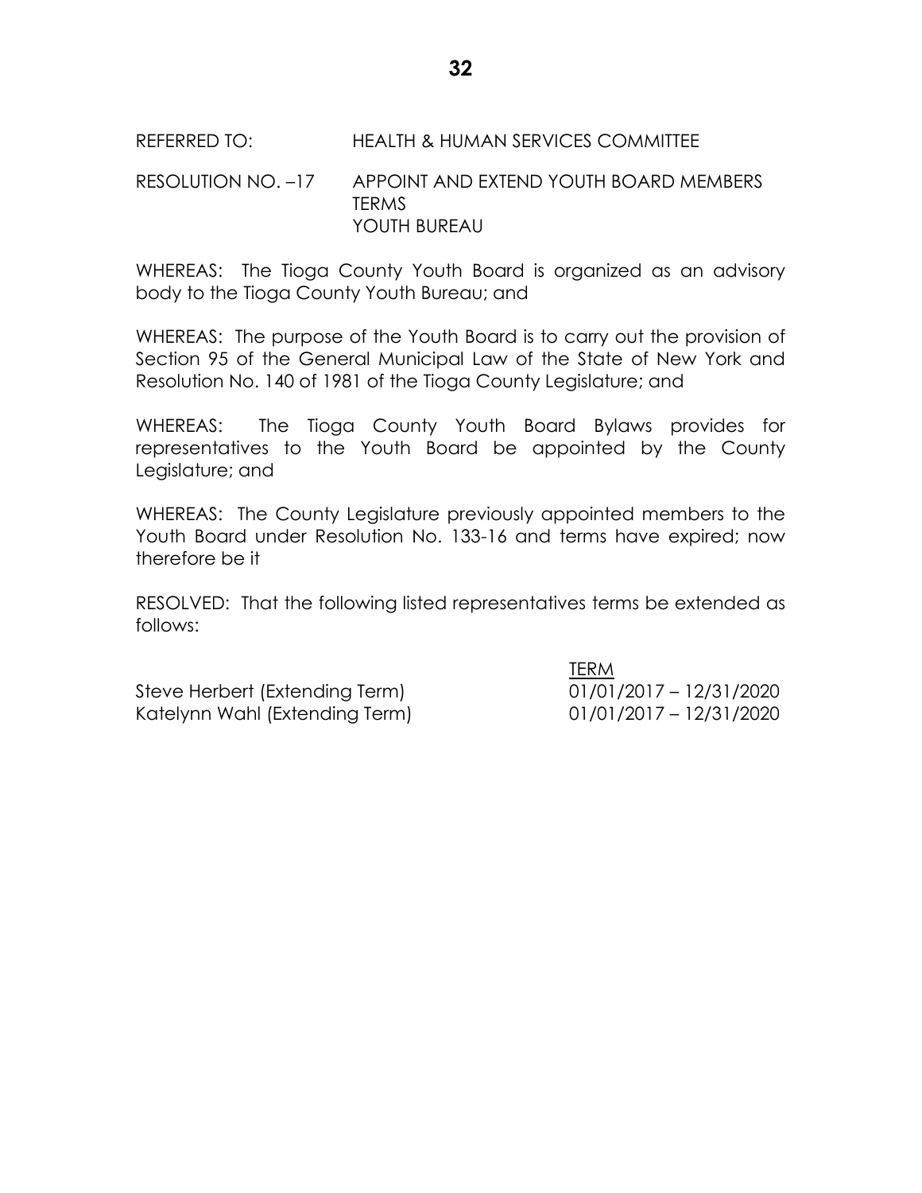REFERRED TO: HEALTH & HUMAN SERVICES COMMITTEE

RESOLUTION NO. –17 APPOINT AND EXTEND YOUTH BOARD MEMBERS TERMS
YOUTH BUREAU

WHEREAS: The Tioga County Youth Board is organized as an advisory body to the Tioga County Youth Bureau; and

WHEREAS: The purpose of the Youth Board is to carry out the provision of Section 95 of the General Municipal Law of the State of New York and Resolution No. 140 of 1981 of the Tioga County Legislature; and

WHEREAS: The Tioga County Youth Board Bylaws provides for representatives to the Youth Board be appointed by the County Legislature; and

WHEREAS: The County Legislature previously appointed members to the Youth Board under Resolution No. 133-16 and terms have expired; now therefore be it

RESOLVED: That the following listed representatives terms be extended as follows:

| | TERM |
|---|---|
| Steve Herbert (Extending Term) | 01/01/2017 – 12/31/2020 |
| Katelynn Wahl (Extending Term) | 01/01/2017 – 12/31/2020 |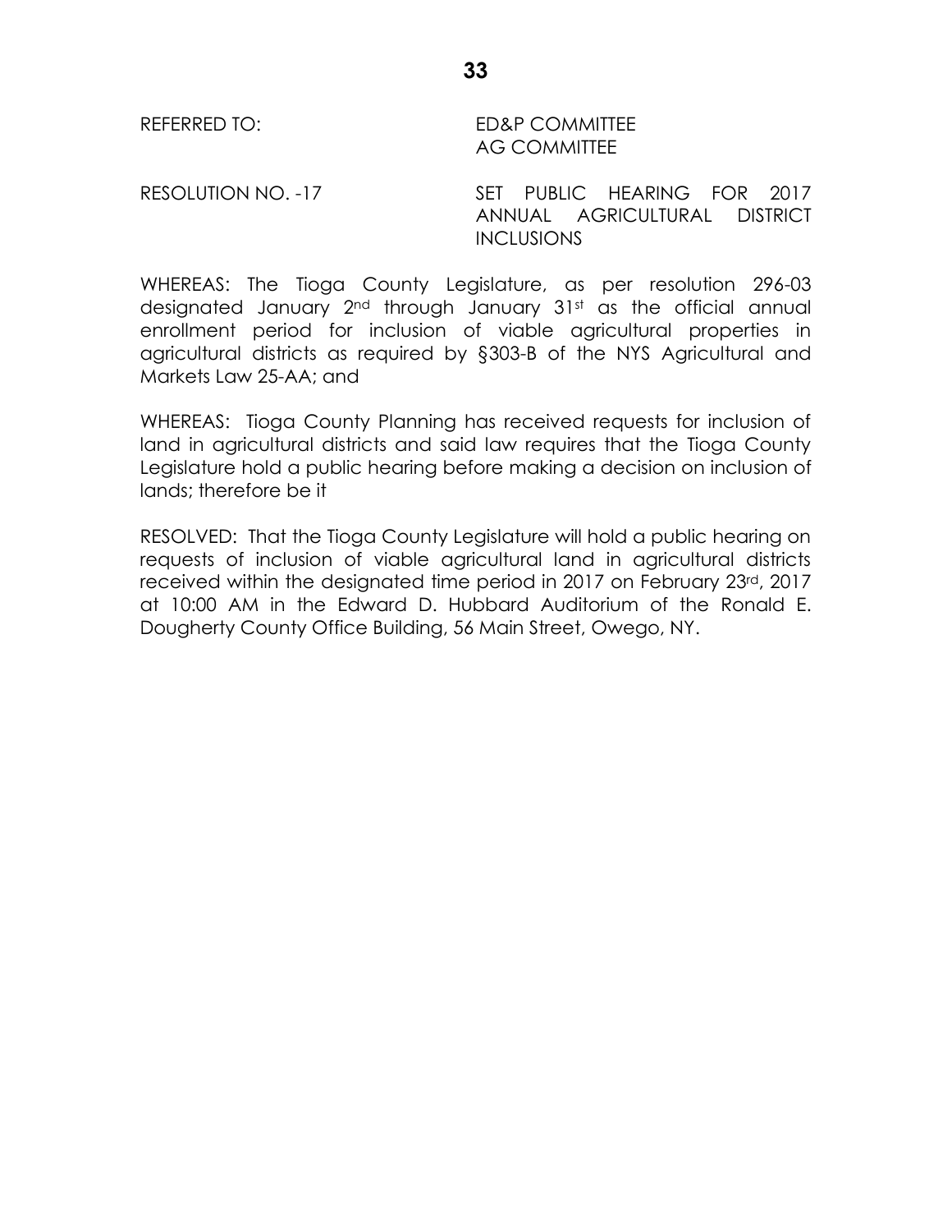REFERRED TO: ED&P COMMITTEE
AG COMMITTEE

RESOLUTION NO. -17 SET PUBLIC HEARING FOR 2017 ANNUAL AGRICULTURAL DISTRICT INCLUSIONS

WHEREAS: The Tioga County Legislature, as per resolution 296-03 designated January 2nd through January 31st as the official annual enrollment period for inclusion of viable agricultural properties in agricultural districts as required by §303-B of the NYS Agricultural and Markets Law 25-AA; and

WHEREAS: Tioga County Planning has received requests for inclusion of land in agricultural districts and said law requires that the Tioga County Legislature hold a public hearing before making a decision on inclusion of lands; therefore be it

RESOLVED: That the Tioga County Legislature will hold a public hearing on requests of inclusion of viable agricultural land in agricultural districts received within the designated time period in 2017 on February 23rd, 2017 at 10:00 AM in the Edward D. Hubbard Auditorium of the Ronald E. Dougherty County Office Building, 56 Main Street, Owego, NY.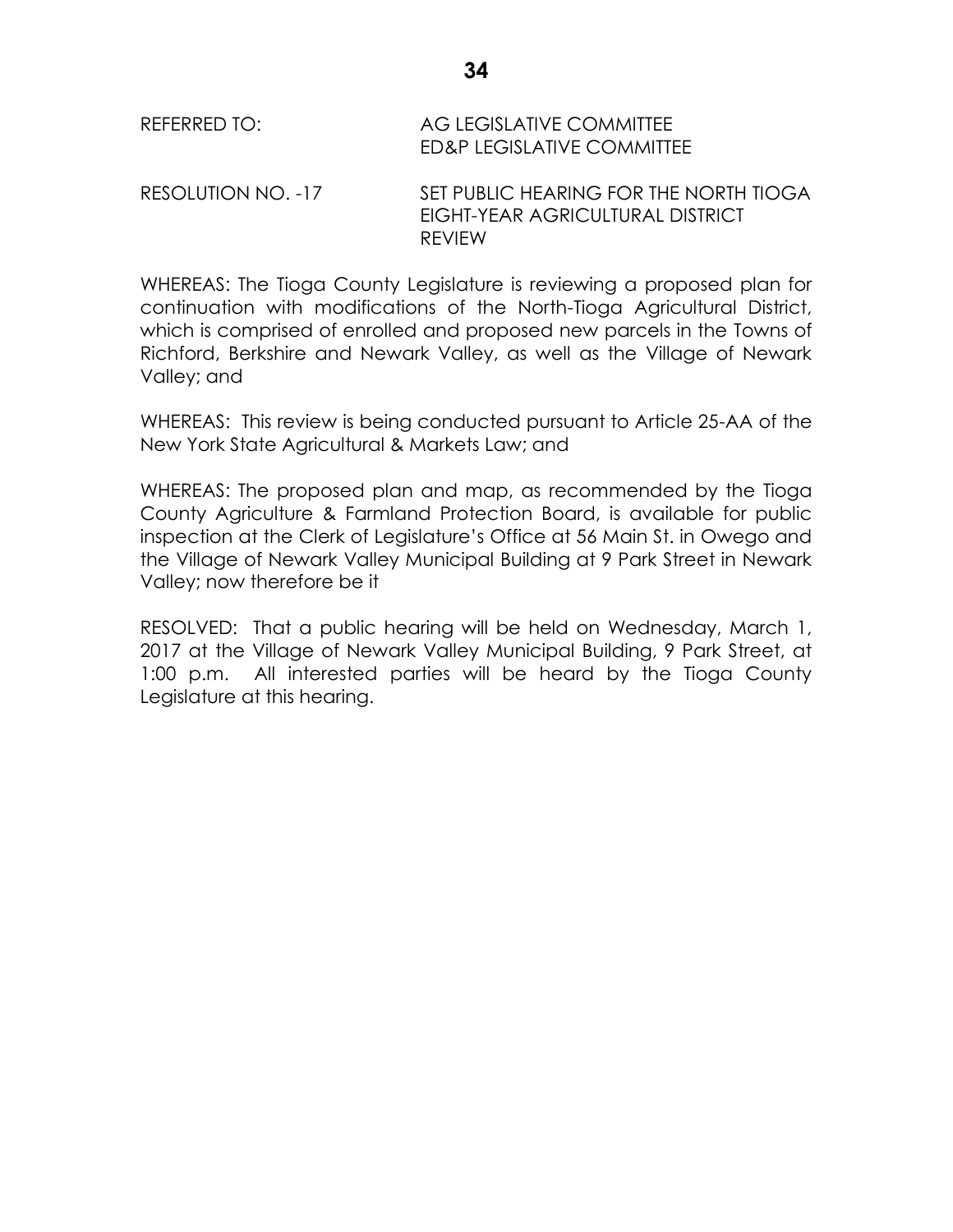REFERRED TO: AG LEGISLATIVE COMMITTEE
ED&P LEGISLATIVE COMMITTEE

RESOLUTION NO. -17 SET PUBLIC HEARING FOR THE NORTH TIOGA EIGHT-YEAR AGRICULTURAL DISTRICT REVIEW

WHEREAS: The Tioga County Legislature is reviewing a proposed plan for continuation with modifications of the North-Tioga Agricultural District, which is comprised of enrolled and proposed new parcels in the Towns of Richford, Berkshire and Newark Valley, as well as the Village of Newark Valley; and

WHEREAS: This review is being conducted pursuant to Article 25-AA of the New York State Agricultural & Markets Law; and

WHEREAS: The proposed plan and map, as recommended by the Tioga County Agriculture & Farmland Protection Board, is available for public inspection at the Clerk of Legislature's Office at 56 Main St. in Owego and the Village of Newark Valley Municipal Building at 9 Park Street in Newark Valley; now therefore be it

RESOLVED: That a public hearing will be held on Wednesday, March 1, 2017 at the Village of Newark Valley Municipal Building, 9 Park Street, at 1:00 p.m. All interested parties will be heard by the Tioga County Legislature at this hearing.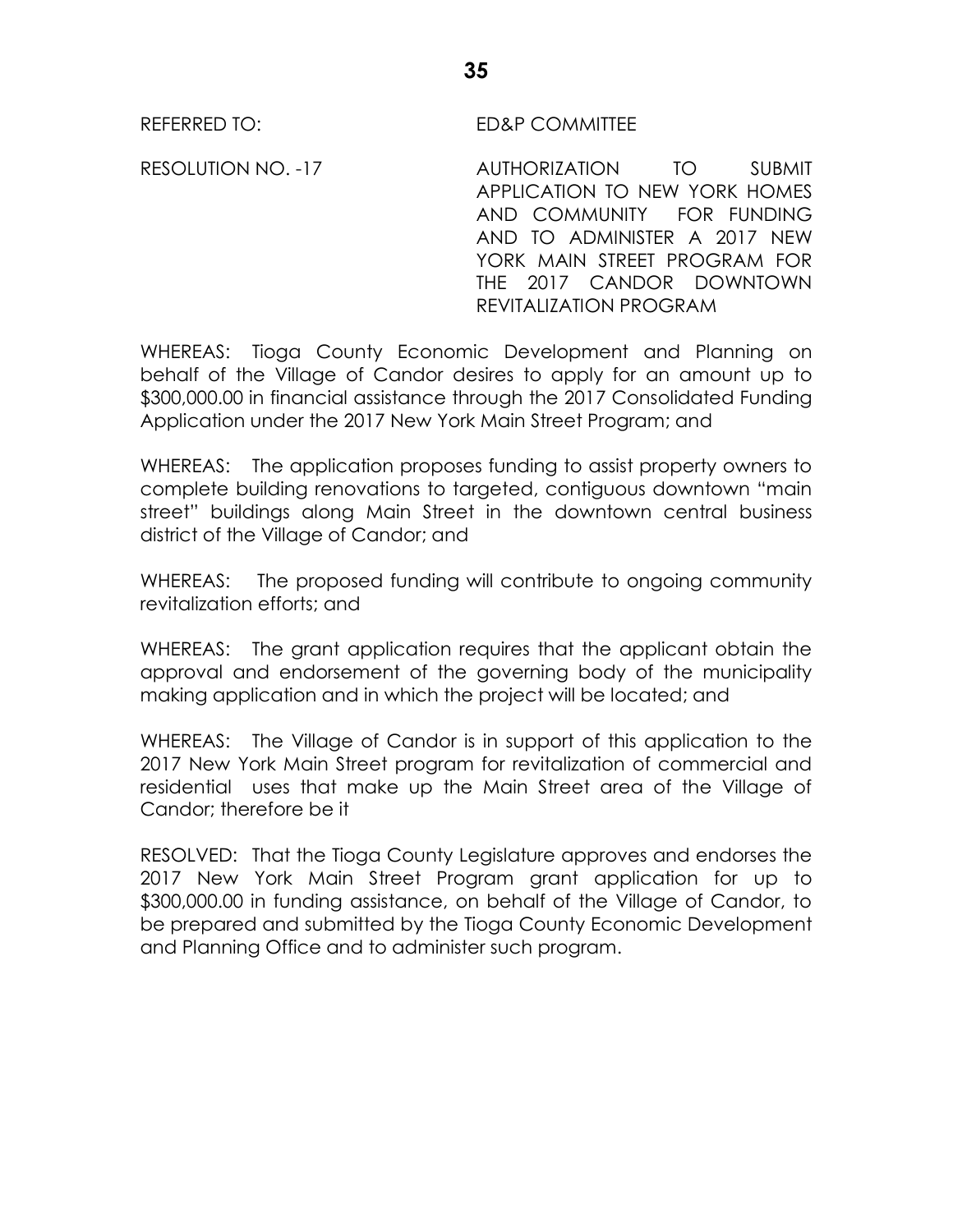REFERRED TO: ED&P COMMITTEE

RESOLUTION NO. -17 AUTHORIZATION TO SUBMIT APPLICATION TO NEW YORK HOMES AND COMMUNITY FOR FUNDING AND TO ADMINISTER A 2017 NEW YORK MAIN STREET PROGRAM FOR THE 2017 CANDOR DOWNTOWN REVITALIZATION PROGRAM

WHEREAS: Tioga County Economic Development and Planning on behalf of the Village of Candor desires to apply for an amount up to $300,000.00 in financial assistance through the 2017 Consolidated Funding Application under the 2017 New York Main Street Program; and

WHEREAS: The application proposes funding to assist property owners to complete building renovations to targeted, contiguous downtown "main street" buildings along Main Street in the downtown central business district of the Village of Candor; and

WHEREAS: The proposed funding will contribute to ongoing community revitalization efforts; and

WHEREAS: The grant application requires that the applicant obtain the approval and endorsement of the governing body of the municipality making application and in which the project will be located; and

WHEREAS: The Village of Candor is in support of this application to the 2017 New York Main Street program for revitalization of commercial and residential uses that make up the Main Street area of the Village of Candor; therefore be it

RESOLVED: That the Tioga County Legislature approves and endorses the 2017 New York Main Street Program grant application for up to $300,000.00 in funding assistance, on behalf of the Village of Candor, to be prepared and submitted by the Tioga County Economic Development and Planning Office and to administer such program.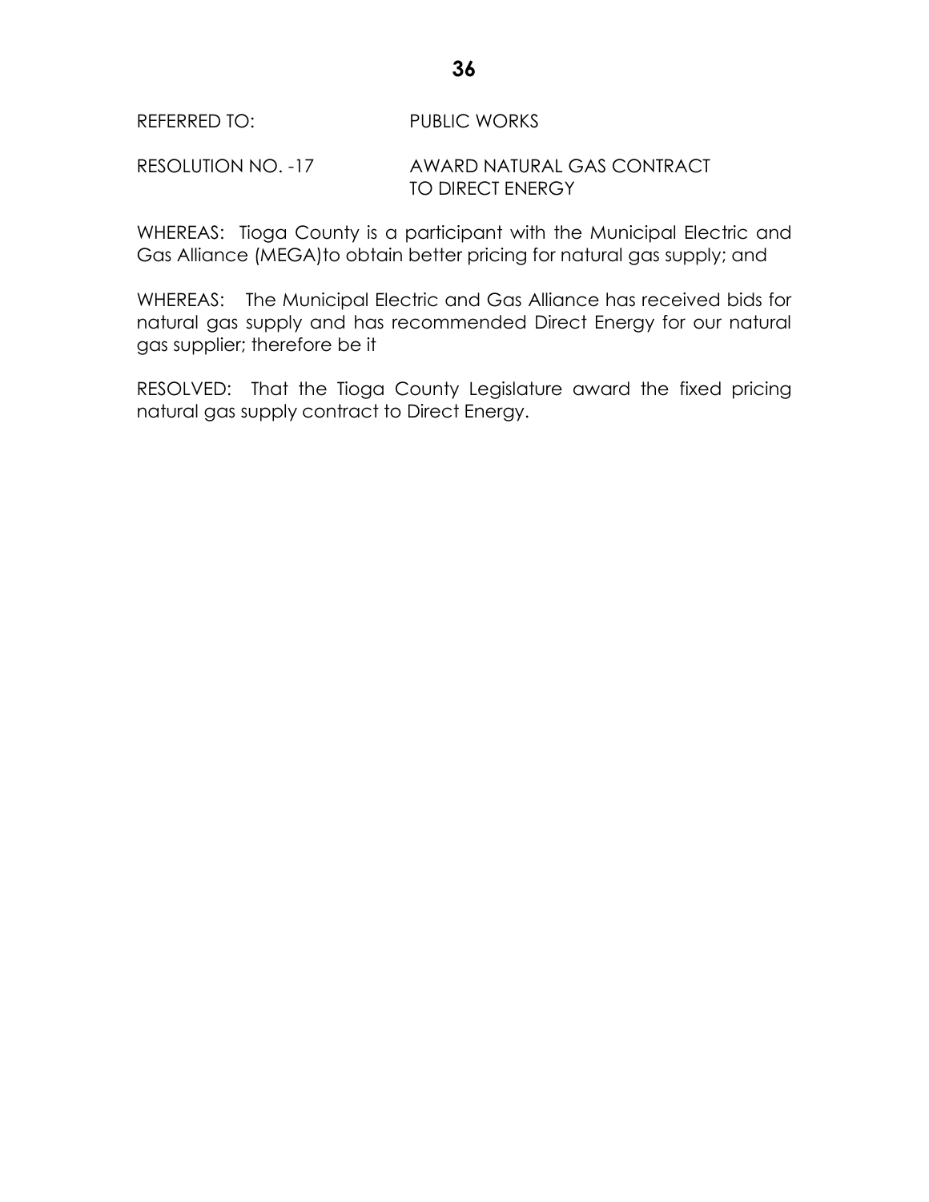REFERRED TO: PUBLIC WORKS

RESOLUTION NO. -17 AWARD NATURAL GAS CONTRACT TO DIRECT ENERGY

WHEREAS: Tioga County is a participant with the Municipal Electric and Gas Alliance (MEGA)to obtain better pricing for natural gas supply; and

WHEREAS: The Municipal Electric and Gas Alliance has received bids for natural gas supply and has recommended Direct Energy for our natural gas supplier; therefore be it

RESOLVED: That the Tioga County Legislature award the fixed pricing natural gas supply contract to Direct Energy.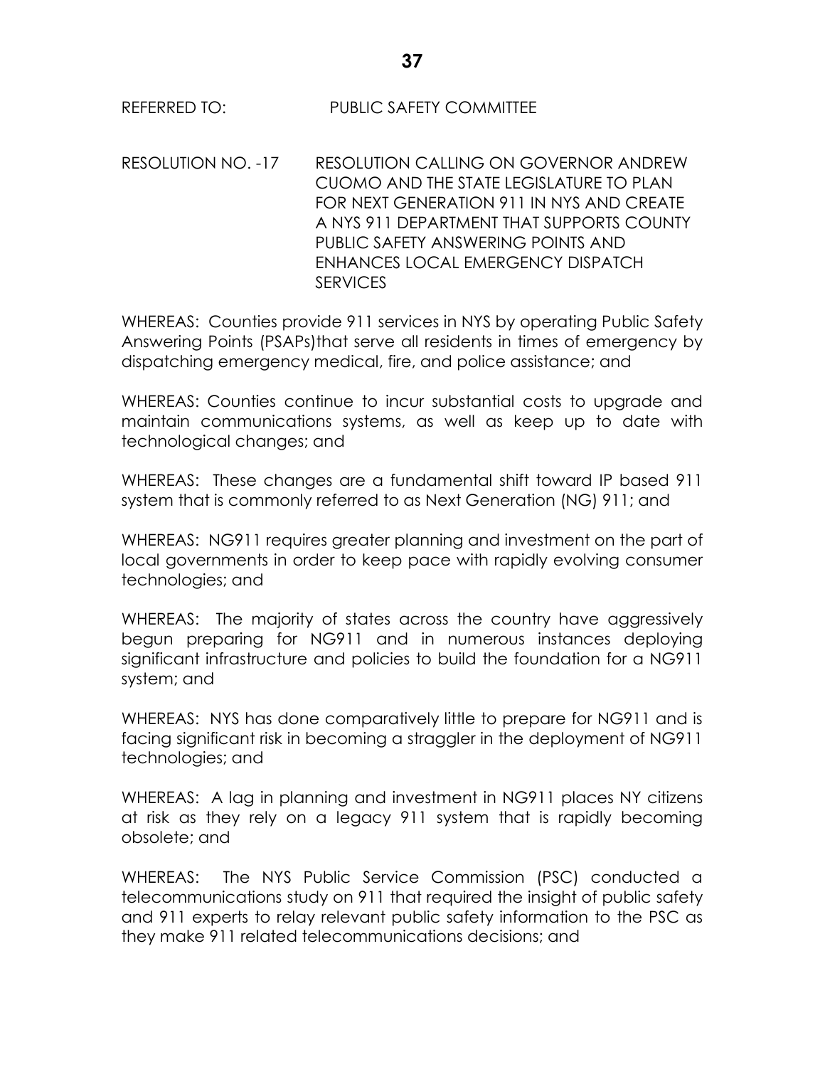REFERRED TO: PUBLIC SAFETY COMMITTEE

RESOLUTION NO. -17 RESOLUTION CALLING ON GOVERNOR ANDREW CUOMO AND THE STATE LEGISLATURE TO PLAN FOR NEXT GENERATION 911 IN NYS AND CREATE A NYS 911 DEPARTMENT THAT SUPPORTS COUNTY PUBLIC SAFETY ANSWERING POINTS AND ENHANCES LOCAL EMERGENCY DISPATCH SERVICES

WHEREAS: Counties provide 911 services in NYS by operating Public Safety Answering Points (PSAPs)that serve all residents in times of emergency by dispatching emergency medical, fire, and police assistance; and

WHEREAS: Counties continue to incur substantial costs to upgrade and maintain communications systems, as well as keep up to date with technological changes; and

WHEREAS: These changes are a fundamental shift toward IP based 911 system that is commonly referred to as Next Generation (NG) 911; and

WHEREAS: NG911 requires greater planning and investment on the part of local governments in order to keep pace with rapidly evolving consumer technologies; and

WHEREAS: The majority of states across the country have aggressively begun preparing for NG911 and in numerous instances deploying significant infrastructure and policies to build the foundation for a NG911 system; and

WHEREAS: NYS has done comparatively little to prepare for NG911 and is facing significant risk in becoming a straggler in the deployment of NG911 technologies; and

WHEREAS: A lag in planning and investment in NG911 places NY citizens at risk as they rely on a legacy 911 system that is rapidly becoming obsolete; and

WHEREAS: The NYS Public Service Commission (PSC) conducted a telecommunications study on 911 that required the insight of public safety and 911 experts to relay relevant public safety information to the PSC as they make 911 related telecommunications decisions; and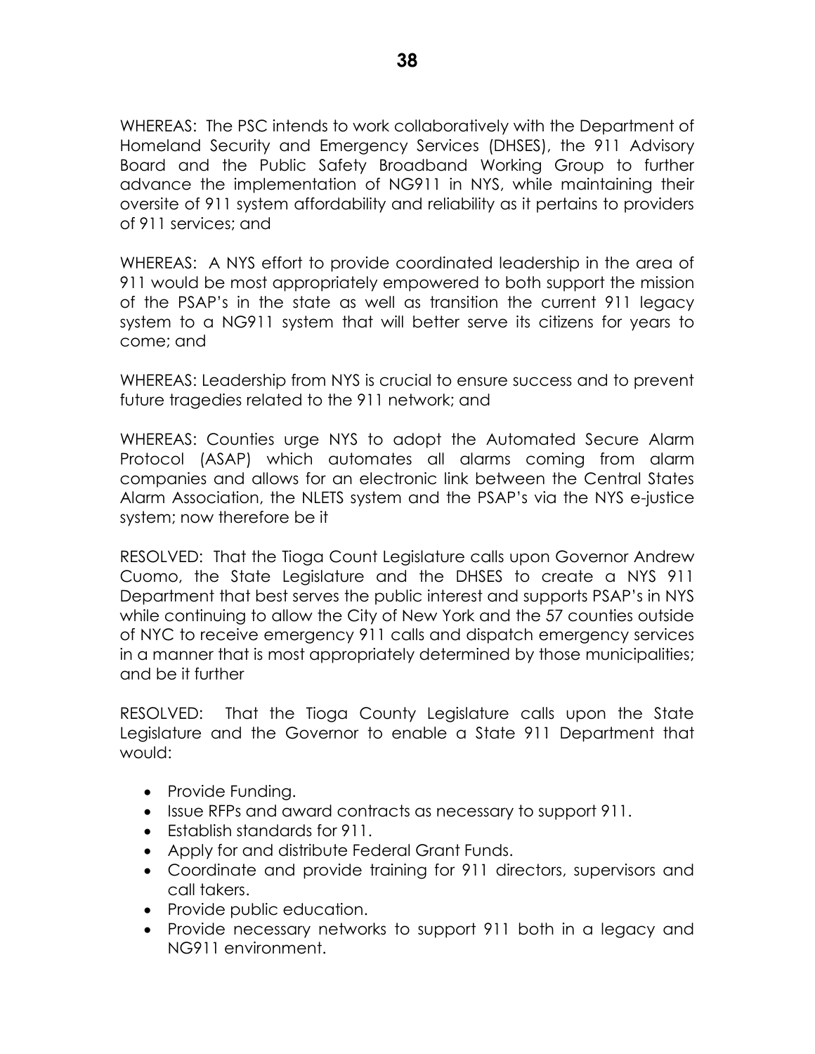WHEREAS: The PSC intends to work collaboratively with the Department of Homeland Security and Emergency Services (DHSES), the 911 Advisory Board and the Public Safety Broadband Working Group to further advance the implementation of NG911 in NYS, while maintaining their oversite of 911 system affordability and reliability as it pertains to providers of 911 services; and

WHEREAS: A NYS effort to provide coordinated leadership in the area of 911 would be most appropriately empowered to both support the mission of the PSAP's in the state as well as transition the current 911 legacy system to a NG911 system that will better serve its citizens for years to come; and

WHEREAS: Leadership from NYS is crucial to ensure success and to prevent future tragedies related to the 911 network; and

WHEREAS: Counties urge NYS to adopt the Automated Secure Alarm Protocol (ASAP) which automates all alarms coming from alarm companies and allows for an electronic link between the Central States Alarm Association, the NLETS system and the PSAP's via the NYS e-justice system; now therefore be it

RESOLVED: That the Tioga Count Legislature calls upon Governor Andrew Cuomo, the State Legislature and the DHSES to create a NYS 911 Department that best serves the public interest and supports PSAP's in NYS while continuing to allow the City of New York and the 57 counties outside of NYC to receive emergency 911 calls and dispatch emergency services in a manner that is most appropriately determined by those municipalities; and be it further

RESOLVED: That the Tioga County Legislature calls upon the State Legislature and the Governor to enable a State 911 Department that would:

- Provide Funding.
- Issue RFPs and award contracts as necessary to support 911.
- Establish standards for 911.
- Apply for and distribute Federal Grant Funds.
- Coordinate and provide training for 911 directors, supervisors and call takers.
- Provide public education.
- Provide necessary networks to support 911 both in a legacy and NG911 environment.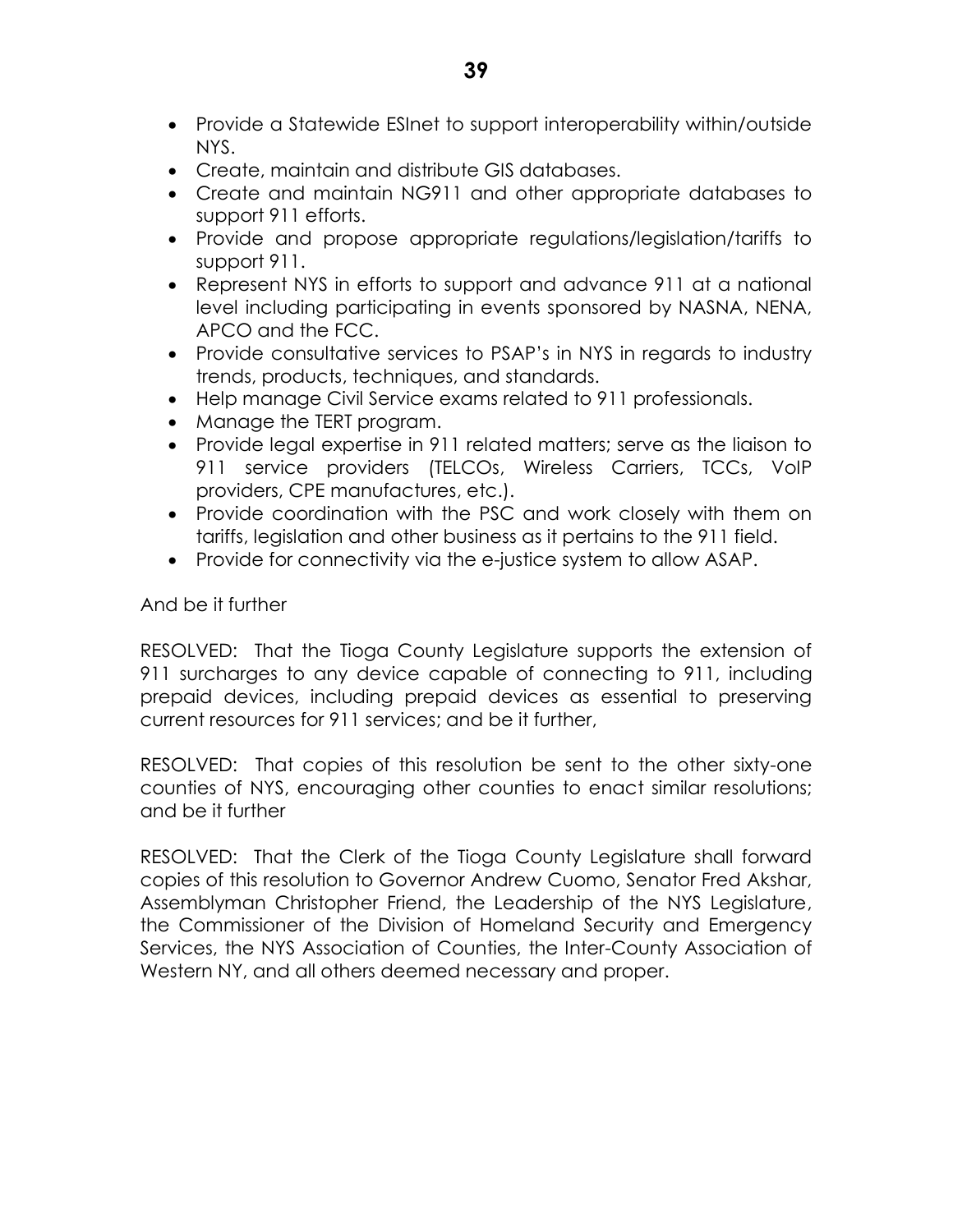- Provide a Statewide ESInet to support interoperability within/outside NYS.
- Create, maintain and distribute GIS databases.
- Create and maintain NG911 and other appropriate databases to support 911 efforts.
- Provide and propose appropriate regulations/legislation/tariffs to support 911.
- Represent NYS in efforts to support and advance 911 at a national level including participating in events sponsored by NASNA, NENA, APCO and the FCC.
- Provide consultative services to PSAP's in NYS in regards to industry trends, products, techniques, and standards.
- Help manage Civil Service exams related to 911 professionals.
- Manage the TERT program.
- Provide legal expertise in 911 related matters; serve as the liaison to 911 service providers (TELCOs, Wireless Carriers, TCCs, VoIP providers, CPE manufactures, etc.).
- Provide coordination with the PSC and work closely with them on tariffs, legislation and other business as it pertains to the 911 field.
- Provide for connectivity via the e-justice system to allow ASAP.

And be it further

RESOLVED: That the Tioga County Legislature supports the extension of 911 surcharges to any device capable of connecting to 911, including prepaid devices, including prepaid devices as essential to preserving current resources for 911 services; and be it further,

RESOLVED: That copies of this resolution be sent to the other sixty-one counties of NYS, encouraging other counties to enact similar resolutions; and be it further

RESOLVED: That the Clerk of the Tioga County Legislature shall forward copies of this resolution to Governor Andrew Cuomo, Senator Fred Akshar, Assemblyman Christopher Friend, the Leadership of the NYS Legislature, the Commissioner of the Division of Homeland Security and Emergency Services, the NYS Association of Counties, the Inter-County Association of Western NY, and all others deemed necessary and proper.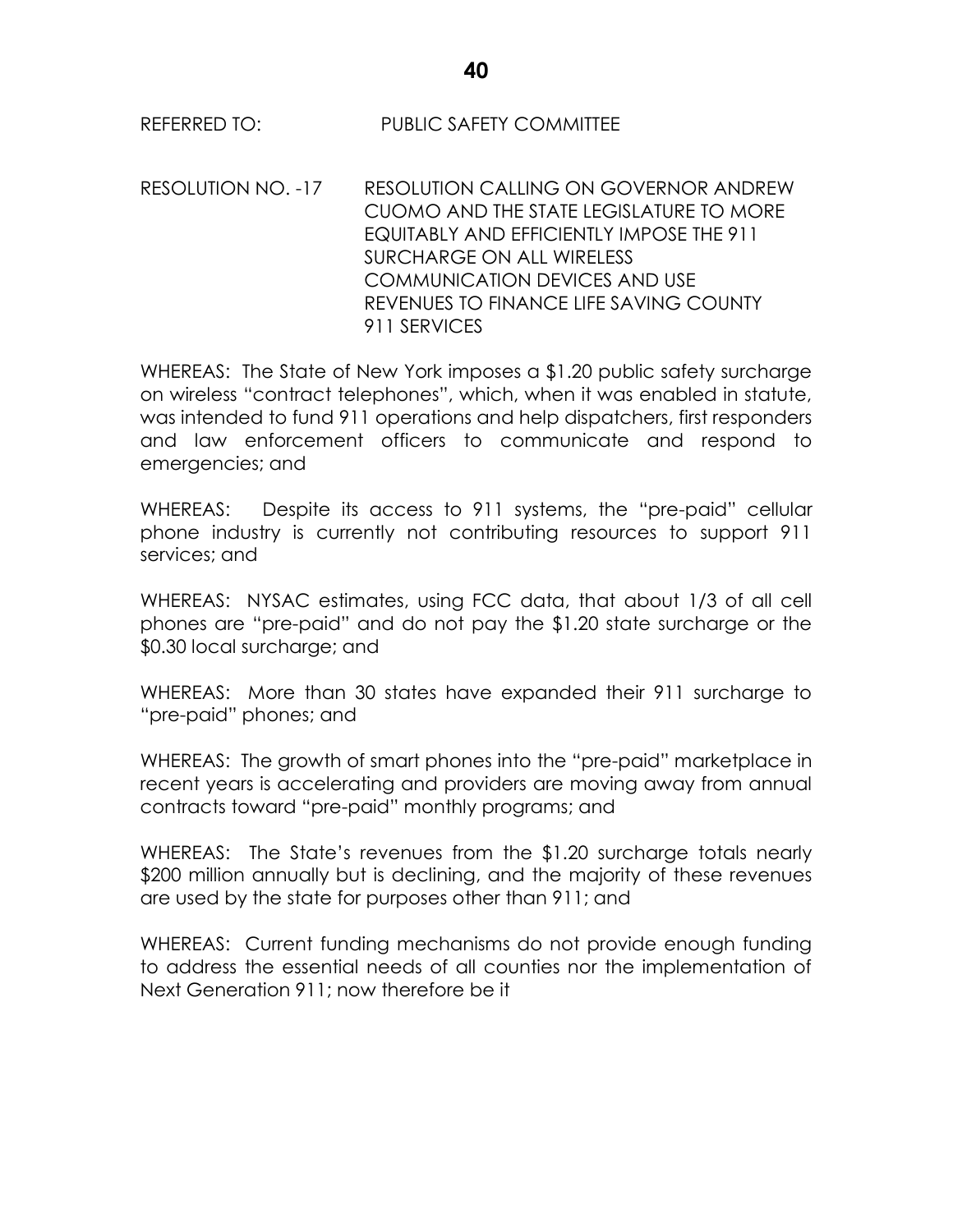REFERRED TO: PUBLIC SAFETY COMMITTEE

RESOLUTION NO. -17 RESOLUTION CALLING ON GOVERNOR ANDREW CUOMO AND THE STATE LEGISLATURE TO MORE EQUITABLY AND EFFICIENTLY IMPOSE THE 911 SURCHARGE ON ALL WIRELESS COMMUNICATION DEVICES AND USE REVENUES TO FINANCE LIFE SAVING COUNTY 911 SERVICES

WHEREAS: The State of New York imposes a $1.20 public safety surcharge on wireless "contract telephones", which, when it was enabled in statute, was intended to fund 911 operations and help dispatchers, first responders and law enforcement officers to communicate and respond to emergencies; and

WHEREAS: Despite its access to 911 systems, the "pre-paid" cellular phone industry is currently not contributing resources to support 911 services; and

WHEREAS: NYSAC estimates, using FCC data, that about 1/3 of all cell phones are "pre-paid" and do not pay the $1.20 state surcharge or the $0.30 local surcharge; and

WHEREAS: More than 30 states have expanded their 911 surcharge to "pre-paid" phones; and

WHEREAS: The growth of smart phones into the "pre-paid" marketplace in recent years is accelerating and providers are moving away from annual contracts toward "pre-paid" monthly programs; and

WHEREAS: The State's revenues from the $1.20 surcharge totals nearly $200 million annually but is declining, and the majority of these revenues are used by the state for purposes other than 911; and

WHEREAS: Current funding mechanisms do not provide enough funding to address the essential needs of all counties nor the implementation of Next Generation 911; now therefore be it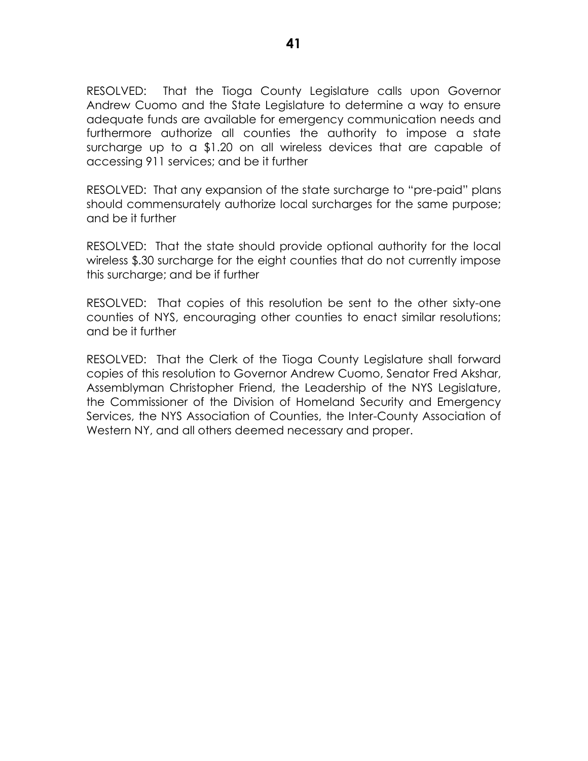RESOLVED: That the Tioga County Legislature calls upon Governor Andrew Cuomo and the State Legislature to determine a way to ensure adequate funds are available for emergency communication needs and furthermore authorize all counties the authority to impose a state surcharge up to a $1.20 on all wireless devices that are capable of accessing 911 services; and be it further

RESOLVED: That any expansion of the state surcharge to "pre-paid" plans should commensurately authorize local surcharges for the same purpose; and be it further

RESOLVED: That the state should provide optional authority for the local wireless $.30 surcharge for the eight counties that do not currently impose this surcharge; and be if further

RESOLVED: That copies of this resolution be sent to the other sixty-one counties of NYS, encouraging other counties to enact similar resolutions; and be it further

RESOLVED: That the Clerk of the Tioga County Legislature shall forward copies of this resolution to Governor Andrew Cuomo, Senator Fred Akshar, Assemblyman Christopher Friend, the Leadership of the NYS Legislature, the Commissioner of the Division of Homeland Security and Emergency Services, the NYS Association of Counties, the Inter-County Association of Western NY, and all others deemed necessary and proper.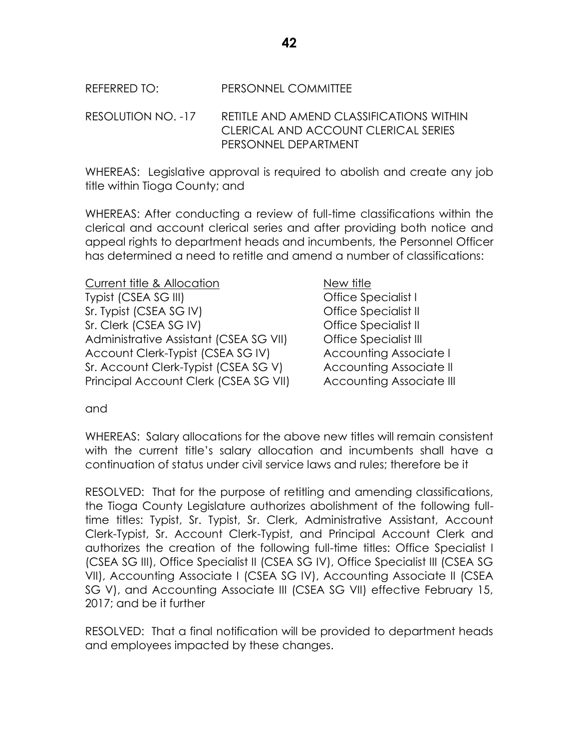REFERRED TO: PERSONNEL COMMITTEE

RESOLUTION NO. -17 RETITLE AND AMEND CLASSIFICATIONS WITHIN CLERICAL AND ACCOUNT CLERICAL SERIES PERSONNEL DEPARTMENT

WHEREAS: Legislative approval is required to abolish and create any job title within Tioga County; and

WHEREAS: After conducting a review of full-time classifications within the clerical and account clerical series and after providing both notice and appeal rights to department heads and incumbents, the Personnel Officer has determined a need to retitle and amend a number of classifications:

| Current title & Allocation | New title |
|---|---|
| Typist (CSEA SG III) | Office Specialist I |
| Sr. Typist (CSEA SG IV) | Office Specialist II |
| Sr. Clerk (CSEA SG IV) | Office Specialist II |
| Administrative Assistant (CSEA SG VII) | Office Specialist III |
| Account Clerk-Typist (CSEA SG IV) | Accounting Associate I |
| Sr. Account Clerk-Typist (CSEA SG V) | Accounting Associate II |
| Principal Account Clerk (CSEA SG VII) | Accounting Associate III |

and

WHEREAS: Salary allocations for the above new titles will remain consistent with the current title's salary allocation and incumbents shall have a continuation of status under civil service laws and rules; therefore be it

RESOLVED: That for the purpose of retitling and amending classifications, the Tioga County Legislature authorizes abolishment of the following full-time titles: Typist, Sr. Typist, Sr. Clerk, Administrative Assistant, Account Clerk-Typist, Sr. Account Clerk-Typist, and Principal Account Clerk and authorizes the creation of the following full-time titles: Office Specialist I (CSEA SG III), Office Specialist II (CSEA SG IV), Office Specialist III (CSEA SG VII), Accounting Associate I (CSEA SG IV), Accounting Associate II (CSEA SG V), and Accounting Associate III (CSEA SG VII) effective February 15, 2017; and be it further

RESOLVED: That a final notification will be provided to department heads and employees impacted by these changes.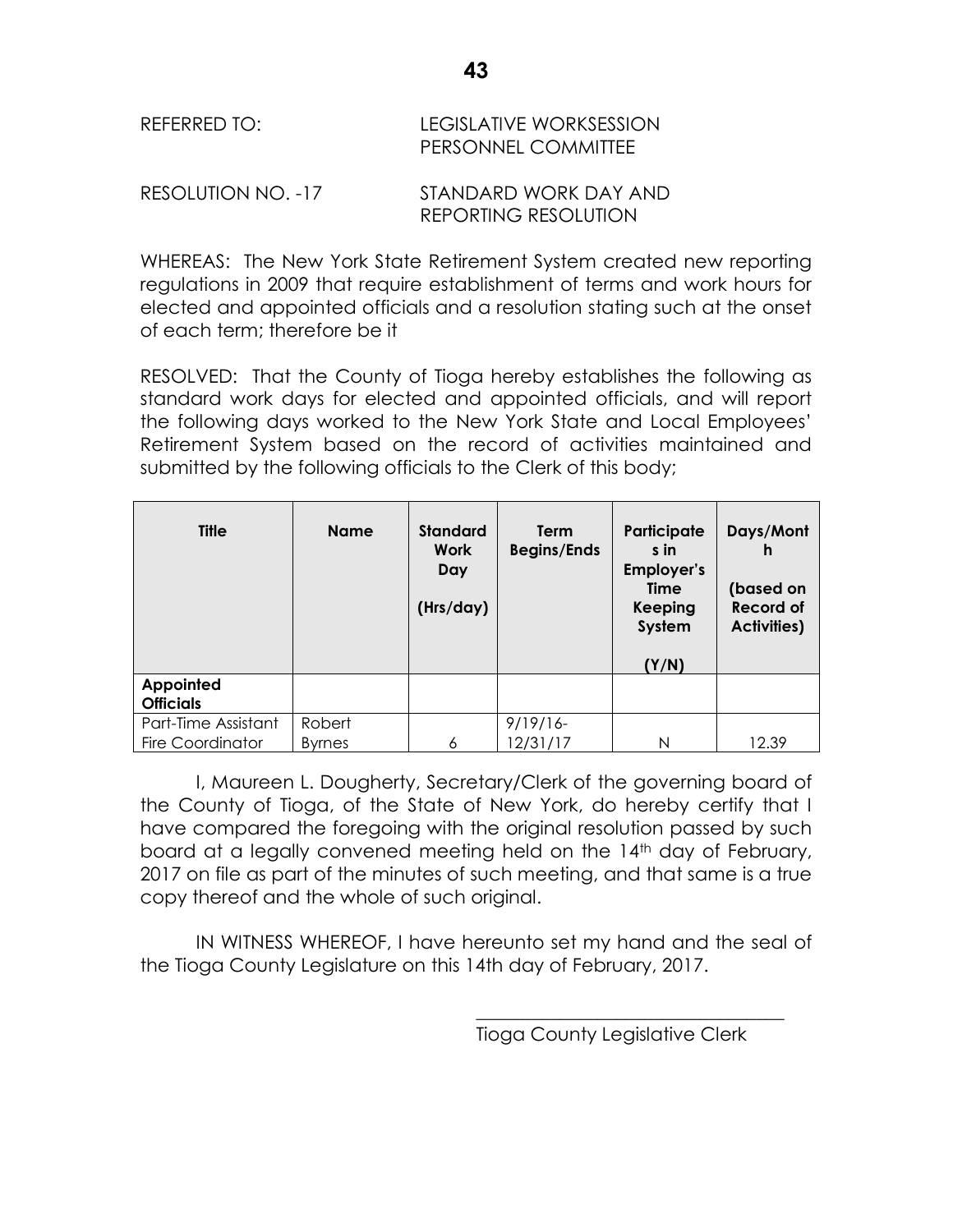REFERRED TO: LEGISLATIVE WORKSESSION
PERSONNEL COMMITTEE

RESOLUTION NO. -17 STANDARD WORK DAY AND REPORTING RESOLUTION

WHEREAS: The New York State Retirement System created new reporting regulations in 2009 that require establishment of terms and work hours for elected and appointed officials and a resolution stating such at the onset of each term; therefore be it

RESOLVED: That the County of Tioga hereby establishes the following as standard work days for elected and appointed officials, and will report the following days worked to the New York State and Local Employees' Retirement System based on the record of activities maintained and submitted by the following officials to the Clerk of this body;

| Title | Name | Standard Work Day (Hrs/day) | Term Begins/Ends | Participates in Employer's Time Keeping System (Y/N) | Days/Month (based on Record of Activities) |
|---|---|---|---|---|---|
| **Appointed Officials** | | | | | |
| Part-Time Assistant Fire Coordinator | Robert Byrnes | 6 | 9/19/16-12/31/17 | N | 12.39 |

I, Maureen L. Dougherty, Secretary/Clerk of the governing board of the County of Tioga, of the State of New York, do hereby certify that I have compared the foregoing with the original resolution passed by such board at a legally convened meeting held on the 14th day of February, 2017 on file as part of the minutes of such meeting, and that same is a true copy thereof and the whole of such original.

IN WITNESS WHEREOF, I have hereunto set my hand and the seal of the Tioga County Legislature on this 14th day of February, 2017.

\_\_\_\_\_\_\_\_\_\_\_\_\_\_\_\_\_\_\_\_\_\_\_\_\_\_\_\_\_\_\_\_
Tioga County Legislative Clerk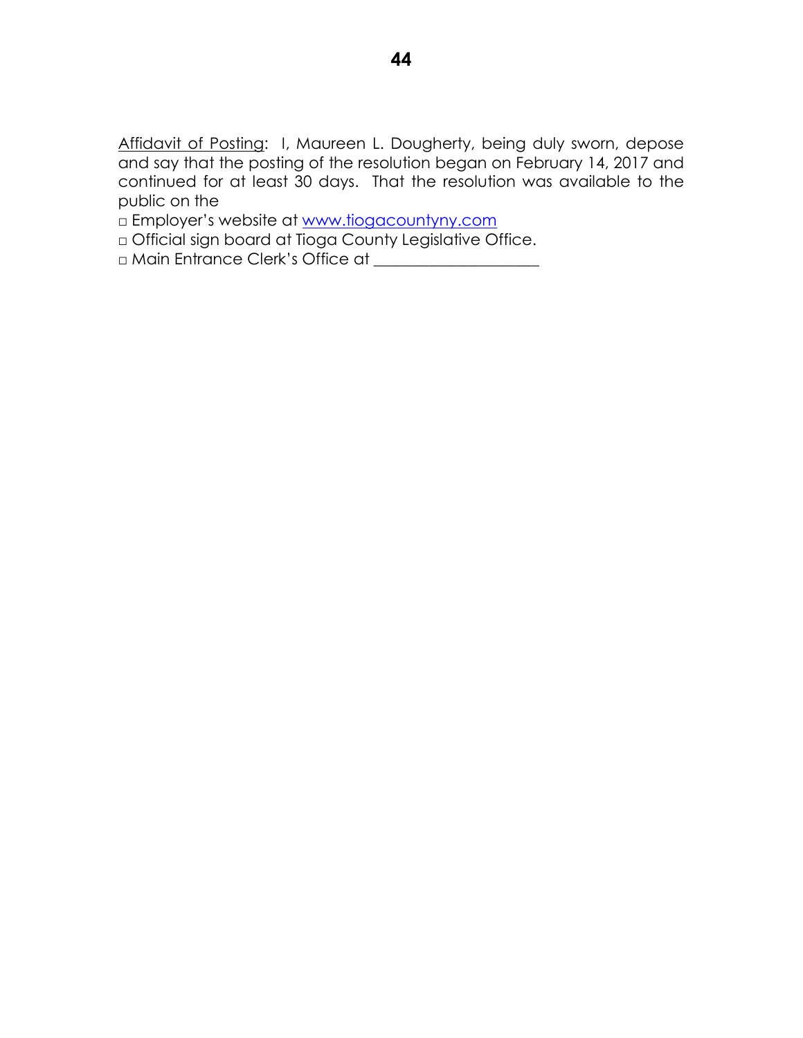Affidavit of Posting: I, Maureen L. Dougherty, being duly sworn, depose and say that the posting of the resolution began on February 14, 2017 and continued for at least 30 days. That the resolution was available to the public on the

□ Employer's website at www.tiogacountyny.com
□ Official sign board at Tioga County Legislative Office.
□ Main Entrance Clerk's Office at ____________________